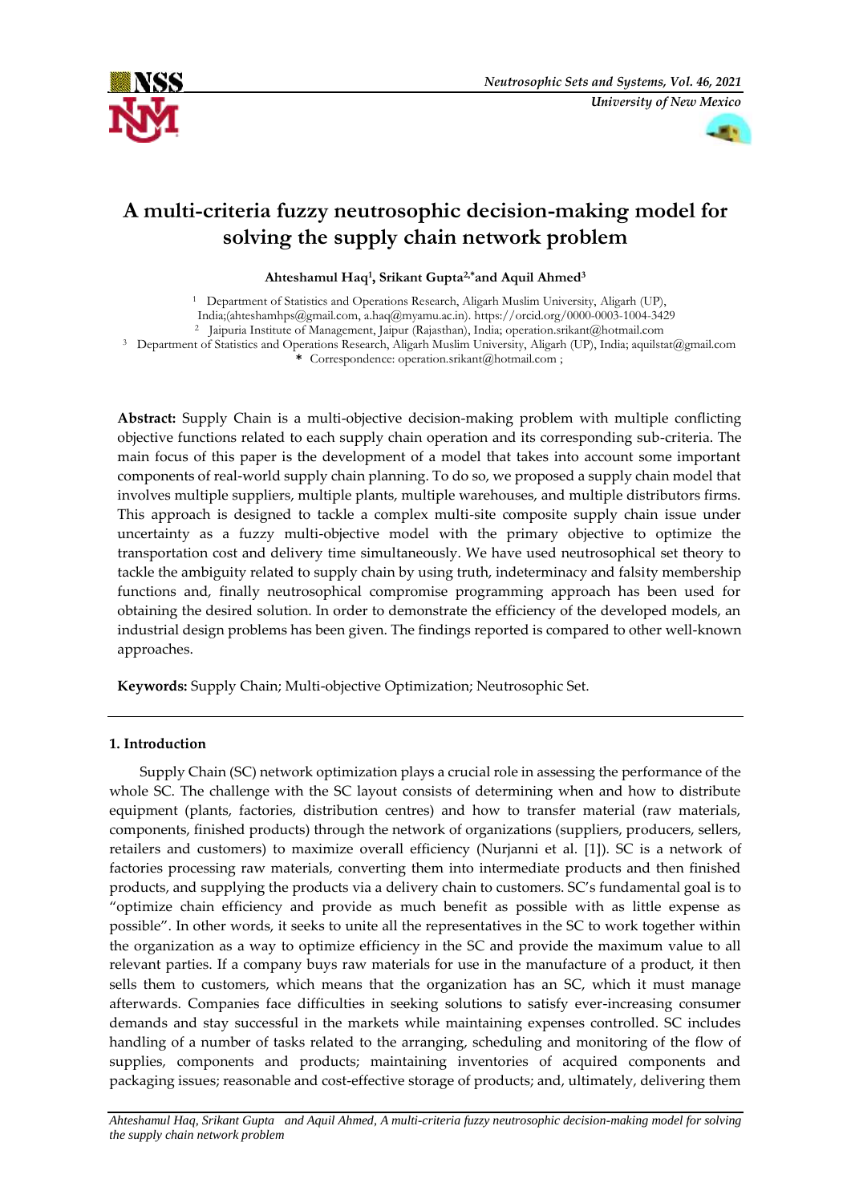# A multi-criteria fuzzy neutrosophic decision-making model for solving the supply chain network problem

**Ahteshamul Haq[1], Srikant Gupta[2,*] and Aquil Ahmed[3]**

[1] Department of Statistics and Operations Research, Aligarh Muslim University, Aligarh (UP), India;(ahteshamhps@gmail.com, a.haq@myamu.ac.in). https://orcid.org/0000-0003-1004-3429

[2] Jaipuria Institute of Management, Jaipur (Rajasthan), India; operation.srikant@hotmail.com

[3] Department of Statistics and Operations Research, Aligarh Muslim University, Aligarh (UP), India; aquilstat@gmail.com

\* Correspondence: operation.srikant@hotmail.com ;

**Abstract:** Supply Chain is a multi-objective decision-making problem with multiple conflicting objective functions related to each supply chain operation and its corresponding sub-criteria. The main focus of this paper is the development of a model that takes into account some important components of real-world supply chain planning. To do so, we proposed a supply chain model that involves multiple suppliers, multiple plants, multiple warehouses, and multiple distributors firms. This approach is designed to tackle a complex multi-site composite supply chain issue under uncertainty as a fuzzy multi-objective model with the primary objective to optimize the transportation cost and delivery time simultaneously. We have used neutrosophical set theory to tackle the ambiguity related to supply chain by using truth, indeterminacy and falsity membership functions and, finally neutrosophical compromise programming approach has been used for obtaining the desired solution. In order to demonstrate the efficiency of the developed models, an industrial design problems has been given. The findings reported is compared to other well-known approaches.

**Keywords:** Supply Chain; Multi-objective Optimization; Neutrosophic Set.

## 1. Introduction

Supply Chain (SC) network optimization plays a crucial role in assessing the performance of the whole SC. The challenge with the SC layout consists of determining when and how to distribute equipment (plants, factories, distribution centres) and how to transfer material (raw materials, components, finished products) through the network of organizations (suppliers, producers, sellers, retailers and customers) to maximize overall efficiency (Nurjanni et al. [1]). SC is a network of factories processing raw materials, converting them into intermediate products and then finished products, and supplying the products via a delivery chain to customers. SC's fundamental goal is to "optimize chain efficiency and provide as much benefit as possible with as little expense as possible". In other words, it seeks to unite all the representatives in the SC to work together within the organization as a way to optimize efficiency in the SC and provide the maximum value to all relevant parties. If a company buys raw materials for use in the manufacture of a product, it then sells them to customers, which means that the organization has an SC, which it must manage afterwards. Companies face difficulties in seeking solutions to satisfy ever-increasing consumer demands and stay successful in the markets while maintaining expenses controlled. SC includes handling of a number of tasks related to the arranging, scheduling and monitoring of the flow of supplies, components and products; maintaining inventories of acquired components and packaging issues; reasonable and cost-effective storage of products; and, ultimately, delivering them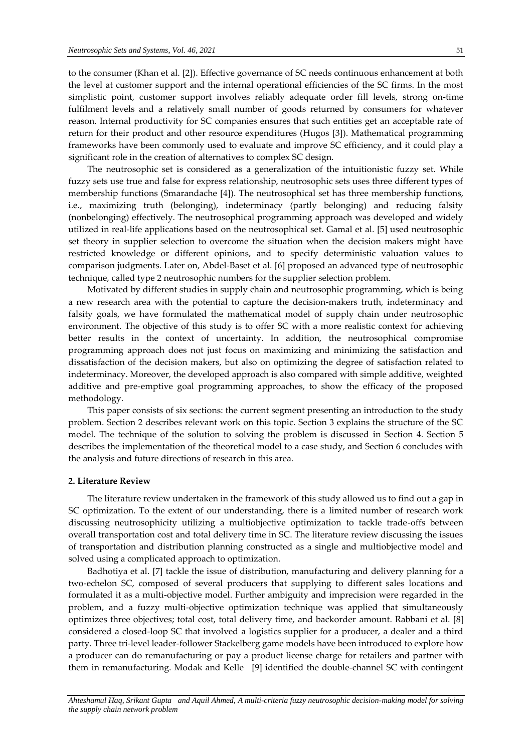to the consumer (Khan et al. [2]). Effective governance of SC needs continuous enhancement at both the level at customer support and the internal operational efficiencies of the SC firms. In the most simplistic point, customer support involves reliably adequate order fill levels, strong on-time fulfilment levels and a relatively small number of goods returned by consumers for whatever reason. Internal productivity for SC companies ensures that such entities get an acceptable rate of return for their product and other resource expenditures (Hugos [3]). Mathematical programming frameworks have been commonly used to evaluate and improve SC efficiency, and it could play a significant role in the creation of alternatives to complex SC design.

The neutrosophic set is considered as a generalization of the intuitionistic fuzzy set. While fuzzy sets use true and false for express relationship, neutrosophic sets uses three different types of membership functions (Smarandache [4]). The neutrosophical set has three membership functions, i.e., maximizing truth (belonging), indeterminacy (partly belonging) and reducing falsity (nonbelonging) effectively. The neutrosophical programming approach was developed and widely utilized in real-life applications based on the neutrosophical set. Gamal et al. [5] used neutrosophic set theory in supplier selection to overcome the situation when the decision makers might have restricted knowledge or different opinions, and to specify deterministic valuation values to comparison judgments. Later on, Abdel-Baset et al. [6] proposed an advanced type of neutrosophic technique, called type 2 neutrosophic numbers for the supplier selection problem.

Motivated by different studies in supply chain and neutrosophic programming, which is being a new research area with the potential to capture the decision-makers truth, indeterminacy and falsity goals, we have formulated the mathematical model of supply chain under neutrosophic environment. The objective of this study is to offer SC with a more realistic context for achieving better results in the context of uncertainty. In addition, the neutrosophical compromise programming approach does not just focus on maximizing and minimizing the satisfaction and dissatisfaction of the decision makers, but also on optimizing the degree of satisfaction related to indeterminacy. Moreover, the developed approach is also compared with simple additive, weighted additive and pre-emptive goal programming approaches, to show the efficacy of the proposed methodology.

This paper consists of six sections: the current segment presenting an introduction to the study problem. Section 2 describes relevant work on this topic. Section 3 explains the structure of the SC model. The technique of the solution to solving the problem is discussed in Section 4. Section 5 describes the implementation of the theoretical model to a case study, and Section 6 concludes with the analysis and future directions of research in this area.

## 2. Literature Review

The literature review undertaken in the framework of this study allowed us to find out a gap in SC optimization. To the extent of our understanding, there is a limited number of research work discussing neutrosophicity utilizing a multiobjective optimization to tackle trade-offs between overall transportation cost and total delivery time in SC. The literature review discussing the issues of transportation and distribution planning constructed as a single and multiobjective model and solved using a complicated approach to optimization.

Badhotiya et al. [7] tackle the issue of distribution, manufacturing and delivery planning for a two-echelon SC, composed of several producers that supplying to different sales locations and formulated it as a multi-objective model. Further ambiguity and imprecision were regarded in the problem, and a fuzzy multi-objective optimization technique was applied that simultaneously optimizes three objectives; total cost, total delivery time, and backorder amount. Rabbani et al. [8] considered a closed-loop SC that involved a logistics supplier for a producer, a dealer and a third party. Three tri-level leader-follower Stackelberg game models have been introduced to explore how a producer can do remanufacturing or pay a product license charge for retailers and partner with them in remanufacturing. Modak and Kelle [9] identified the double-channel SC with contingent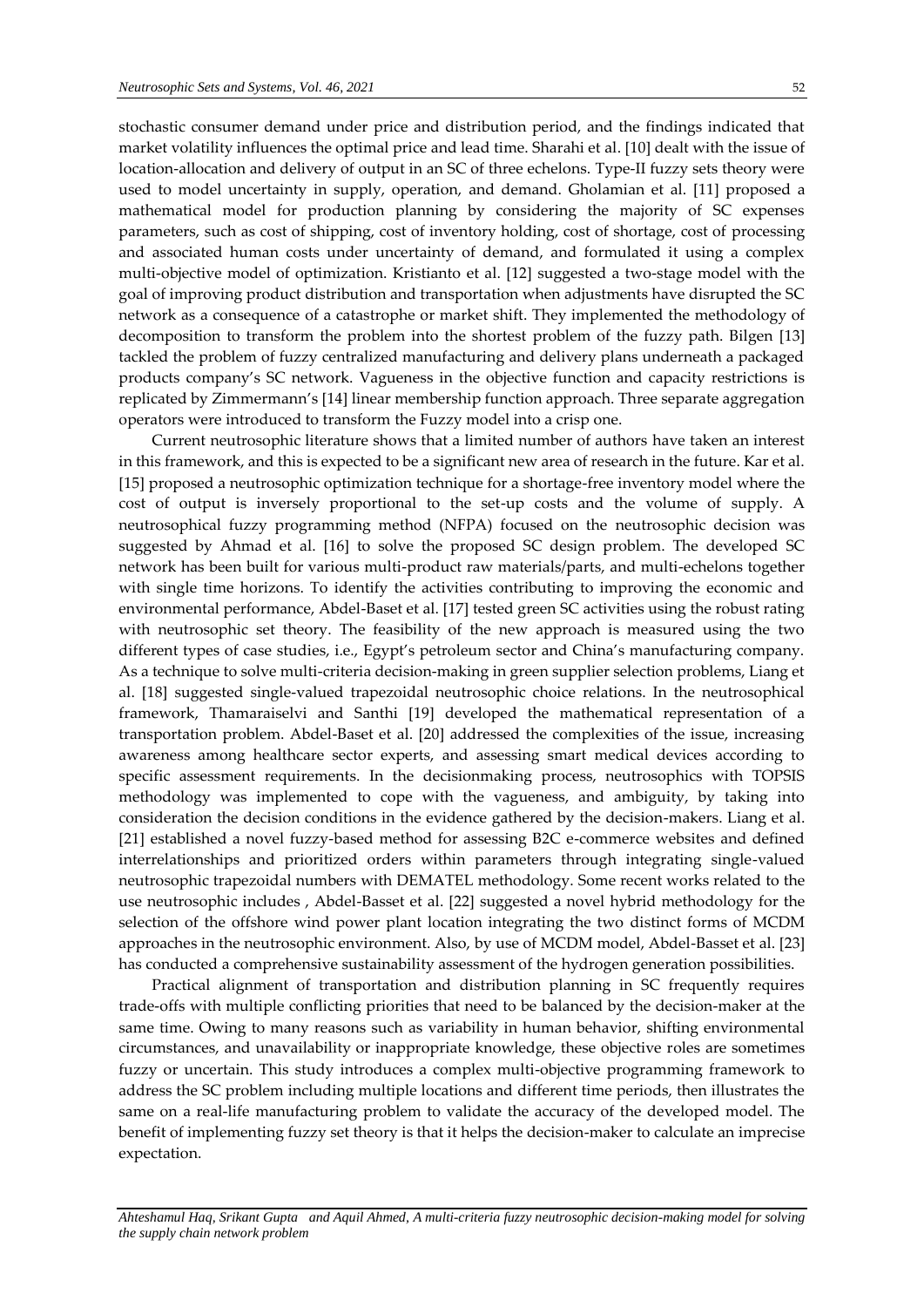stochastic consumer demand under price and distribution period, and the findings indicated that market volatility influences the optimal price and lead time. Sharahi et al. [10] dealt with the issue of location-allocation and delivery of output in an SC of three echelons. Type-II fuzzy sets theory were used to model uncertainty in supply, operation, and demand. Gholamian et al. [11] proposed a mathematical model for production planning by considering the majority of SC expenses parameters, such as cost of shipping, cost of inventory holding, cost of shortage, cost of processing and associated human costs under uncertainty of demand, and formulated it using a complex multi-objective model of optimization. Kristianto et al. [12] suggested a two-stage model with the goal of improving product distribution and transportation when adjustments have disrupted the SC network as a consequence of a catastrophe or market shift. They implemented the methodology of decomposition to transform the problem into the shortest problem of the fuzzy path. Bilgen [13] tackled the problem of fuzzy centralized manufacturing and delivery plans underneath a packaged products company's SC network. Vagueness in the objective function and capacity restrictions is replicated by Zimmermann's [14] linear membership function approach. Three separate aggregation operators were introduced to transform the Fuzzy model into a crisp one.

Current neutrosophic literature shows that a limited number of authors have taken an interest in this framework, and this is expected to be a significant new area of research in the future. Kar et al. [15] proposed a neutrosophic optimization technique for a shortage-free inventory model where the cost of output is inversely proportional to the set-up costs and the volume of supply. A neutrosophical fuzzy programming method (NFPA) focused on the neutrosophic decision was suggested by Ahmad et al. [16] to solve the proposed SC design problem. The developed SC network has been built for various multi-product raw materials/parts, and multi-echelons together with single time horizons. To identify the activities contributing to improving the economic and environmental performance, Abdel-Baset et al. [17] tested green SC activities using the robust rating with neutrosophic set theory. The feasibility of the new approach is measured using the two different types of case studies, i.e., Egypt's petroleum sector and China's manufacturing company. As a technique to solve multi-criteria decision-making in green supplier selection problems, Liang et al. [18] suggested single-valued trapezoidal neutrosophic choice relations. In the neutrosophical framework, Thamaraiselvi and Santhi [19] developed the mathematical representation of a transportation problem. Abdel-Baset et al. [20] addressed the complexities of the issue, increasing awareness among healthcare sector experts, and assessing smart medical devices according to specific assessment requirements. In the decisionmaking process, neutrosophics with TOPSIS methodology was implemented to cope with the vagueness, and ambiguity, by taking into consideration the decision conditions in the evidence gathered by the decision-makers. Liang et al. [21] established a novel fuzzy-based method for assessing B2C e-commerce websites and defined interrelationships and prioritized orders within parameters through integrating single-valued neutrosophic trapezoidal numbers with DEMATEL methodology. Some recent works related to the use neutrosophic includes , Abdel-Basset et al. [22] suggested a novel hybrid methodology for the selection of the offshore wind power plant location integrating the two distinct forms of MCDM approaches in the neutrosophic environment. Also, by use of MCDM model, Abdel-Basset et al. [23] has conducted a comprehensive sustainability assessment of the hydrogen generation possibilities.

Practical alignment of transportation and distribution planning in SC frequently requires trade-offs with multiple conflicting priorities that need to be balanced by the decision-maker at the same time. Owing to many reasons such as variability in human behavior, shifting environmental circumstances, and unavailability or inappropriate knowledge, these objective roles are sometimes fuzzy or uncertain. This study introduces a complex multi-objective programming framework to address the SC problem including multiple locations and different time periods, then illustrates the same on a real-life manufacturing problem to validate the accuracy of the developed model. The benefit of implementing fuzzy set theory is that it helps the decision-maker to calculate an imprecise expectation.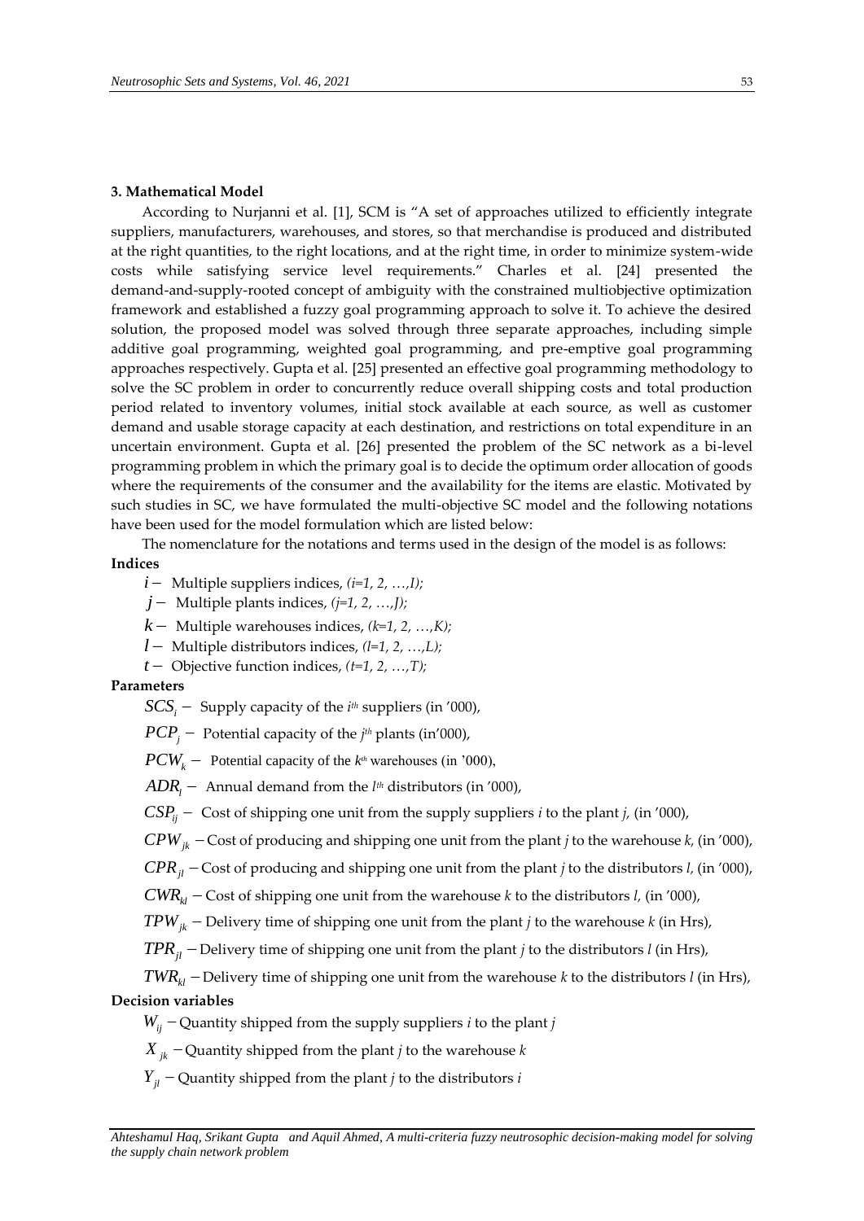## 3. Mathematical Model

According to Nurjanni et al. [1], SCM is "A set of approaches utilized to efficiently integrate suppliers, manufacturers, warehouses, and stores, so that merchandise is produced and distributed at the right quantities, to the right locations, and at the right time, in order to minimize system-wide costs while satisfying service level requirements." Charles et al. [24] presented the demand-and-supply-rooted concept of ambiguity with the constrained multiobjective optimization framework and established a fuzzy goal programming approach to solve it. To achieve the desired solution, the proposed model was solved through three separate approaches, including simple additive goal programming, weighted goal programming, and pre-emptive goal programming approaches respectively. Gupta et al. [25] presented an effective goal programming methodology to solve the SC problem in order to concurrently reduce overall shipping costs and total production period related to inventory volumes, initial stock available at each source, as well as customer demand and usable storage capacity at each destination, and restrictions on total expenditure in an uncertain environment. Gupta et al. [26] presented the problem of the SC network as a bi-level programming problem in which the primary goal is to decide the optimum order allocation of goods where the requirements of the consumer and the availability for the items are elastic. Motivated by such studies in SC, we have formulated the multi-objective SC model and the following notations have been used for the model formulation which are listed below:

The nomenclature for the notations and terms used in the design of the model is as follows:

**Indices**

$i-$ Multiple suppliers indices, *(i=1, 2, …,I);*

$j-$ Multiple plants indices, *(j=1, 2, …,J);*

$k-$ Multiple warehouses indices, *(k=1, 2, …,K);*

$l-$ Multiple distributors indices, *(l=1, 2, …,L);*

$t-$ Objective function indices, *(t=1, 2, …,T);*

**Parameters**

$SCS_i -$ Supply capacity of the $i^{th}$ suppliers (in '000),

$PCP_j -$ Potential capacity of the $j^{th}$ plants (in'000),

$PCW_k -$ Potential capacity of the $k^{th}$ warehouses (in '000),

$ADR_l -$ Annual demand from the $l^{th}$ distributors (in '000),

$CSP_{ij} -$ Cost of shipping one unit from the supply suppliers *i* to the plant *j,* (in '000),

$CPW_{jk} -$ Cost of producing and shipping one unit from the plant *j* to the warehouse *k,* (in '000),

$CPR_{jl} -$ Cost of producing and shipping one unit from the plant *j* to the distributors *l,* (in '000),

$CWR_{kl} -$ Cost of shipping one unit from the warehouse *k* to the distributors *l,* (in '000),

$TPW_{jk} -$ Delivery time of shipping one unit from the plant *j* to the warehouse *k* (in Hrs),

$TPR_{jl} -$ Delivery time of shipping one unit from the plant *j* to the distributors *l* (in Hrs),

$TWR_{kl} -$ Delivery time of shipping one unit from the warehouse *k* to the distributors *l* (in Hrs),

**Decision variables**

$W_{ij} -$ Quantity shipped from the supply suppliers *i* to the plant *j*

$X_{jk} -$ Quantity shipped from the plant *j* to the warehouse *k*

$Y_{jl} -$ Quantity shipped from the plant *j* to the distributors *i*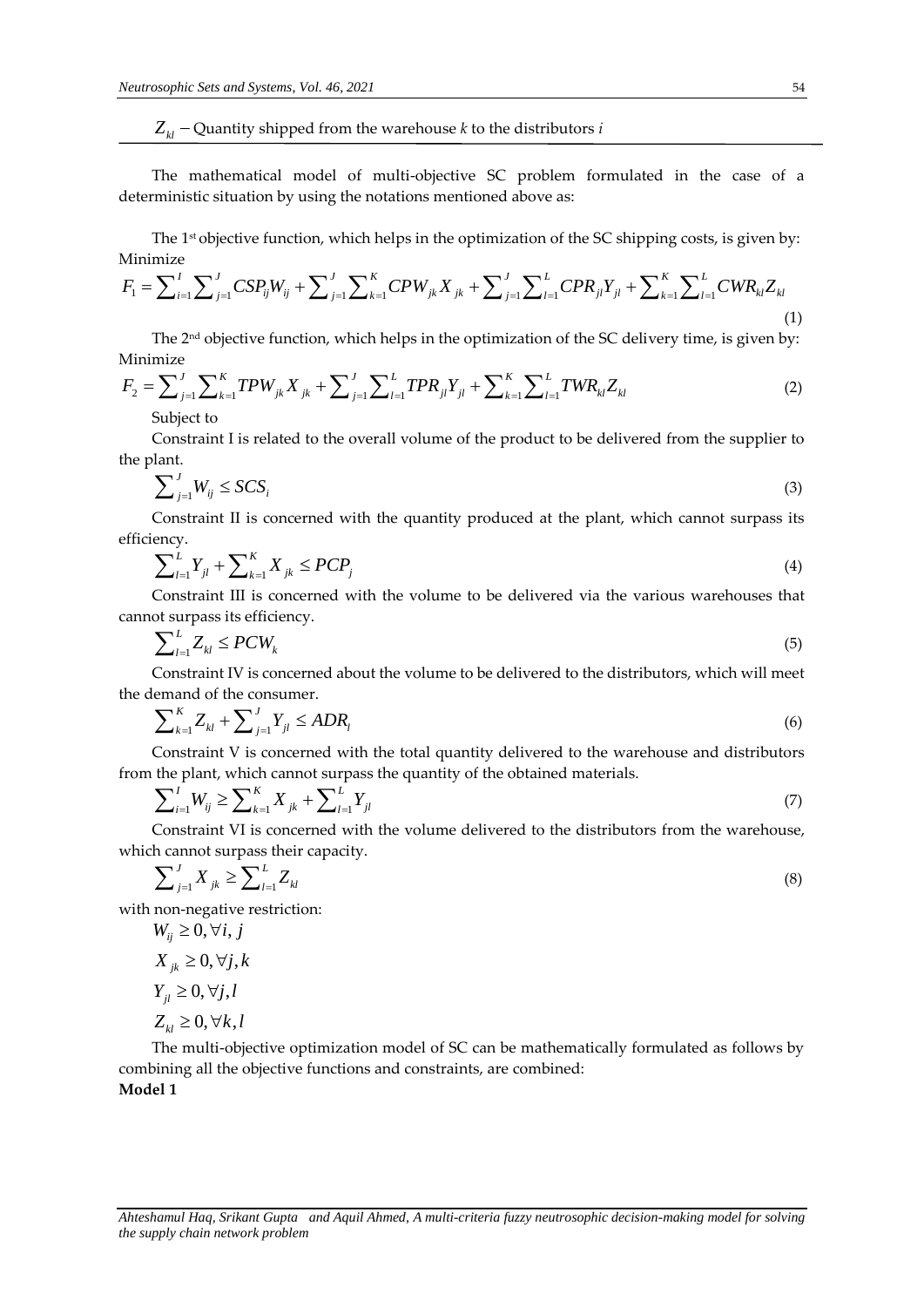$Z_{kl}$ – Quantity shipped from the warehouse *k* to the distributors *i*

The mathematical model of multi-objective SC problem formulated in the case of a deterministic situation by using the notations mentioned above as:

The 1st objective function, which helps in the optimization of the SC shipping costs, is given by:
Minimize

$$F_1 = \sum_{i=1}^{I}\sum_{j=1}^{J} CSP_{ij}W_{ij} + \sum_{j=1}^{J}\sum_{k=1}^{K} CPW_{jk}X_{jk} + \sum_{j=1}^{J}\sum_{l=1}^{L} CPR_{jl}Y_{jl} + \sum_{k=1}^{K}\sum_{l=1}^{L} CWR_{kl}Z_{kl} \tag{1}$$

The 2nd objective function, which helps in the optimization of the SC delivery time, is given by:
Minimize

$$F_2 = \sum_{j=1}^{J}\sum_{k=1}^{K} TPW_{jk}X_{jk} + \sum_{j=1}^{J}\sum_{l=1}^{L} TPR_{jl}Y_{jl} + \sum_{k=1}^{K}\sum_{l=1}^{L} TWR_{kl}Z_{kl} \tag{2}$$

Subject to

Constraint I is related to the overall volume of the product to be delivered from the supplier to the plant.

$$\sum_{j=1}^{J} W_{ij} \leq SCS_i \tag{3}$$

Constraint II is concerned with the quantity produced at the plant, which cannot surpass its efficiency.

$$\sum_{l=1}^{L} Y_{jl} + \sum_{k=1}^{K} X_{jk} \leq PCP_j \tag{4}$$

Constraint III is concerned with the volume to be delivered via the various warehouses that cannot surpass its efficiency.

$$\sum_{l=1}^{L} Z_{kl} \leq PCW_k \tag{5}$$

Constraint IV is concerned about the volume to be delivered to the distributors, which will meet the demand of the consumer.

$$\sum_{k=1}^{K} Z_{kl} + \sum_{j=1}^{J} Y_{jl} \leq ADR_l \tag{6}$$

Constraint V is concerned with the total quantity delivered to the warehouse and distributors from the plant, which cannot surpass the quantity of the obtained materials.

$$\sum_{i=1}^{I} W_{ij} \geq \sum_{k=1}^{K} X_{jk} + \sum_{l=1}^{L} Y_{jl} \tag{7}$$

Constraint VI is concerned with the volume delivered to the distributors from the warehouse, which cannot surpass their capacity.

$$\sum_{j=1}^{J} X_{jk} \geq \sum_{l=1}^{L} Z_{kl} \tag{8}$$

with non-negative restriction:

$W_{ij} \geq 0, \forall i, j$

$X_{jk} \geq 0, \forall j, k$

$Y_{jl} \geq 0, \forall j, l$

$Z_{kl} \geq 0, \forall k, l$

The multi-objective optimization model of SC can be mathematically formulated as follows by combining all the objective functions and constraints, are combined:

**Model 1**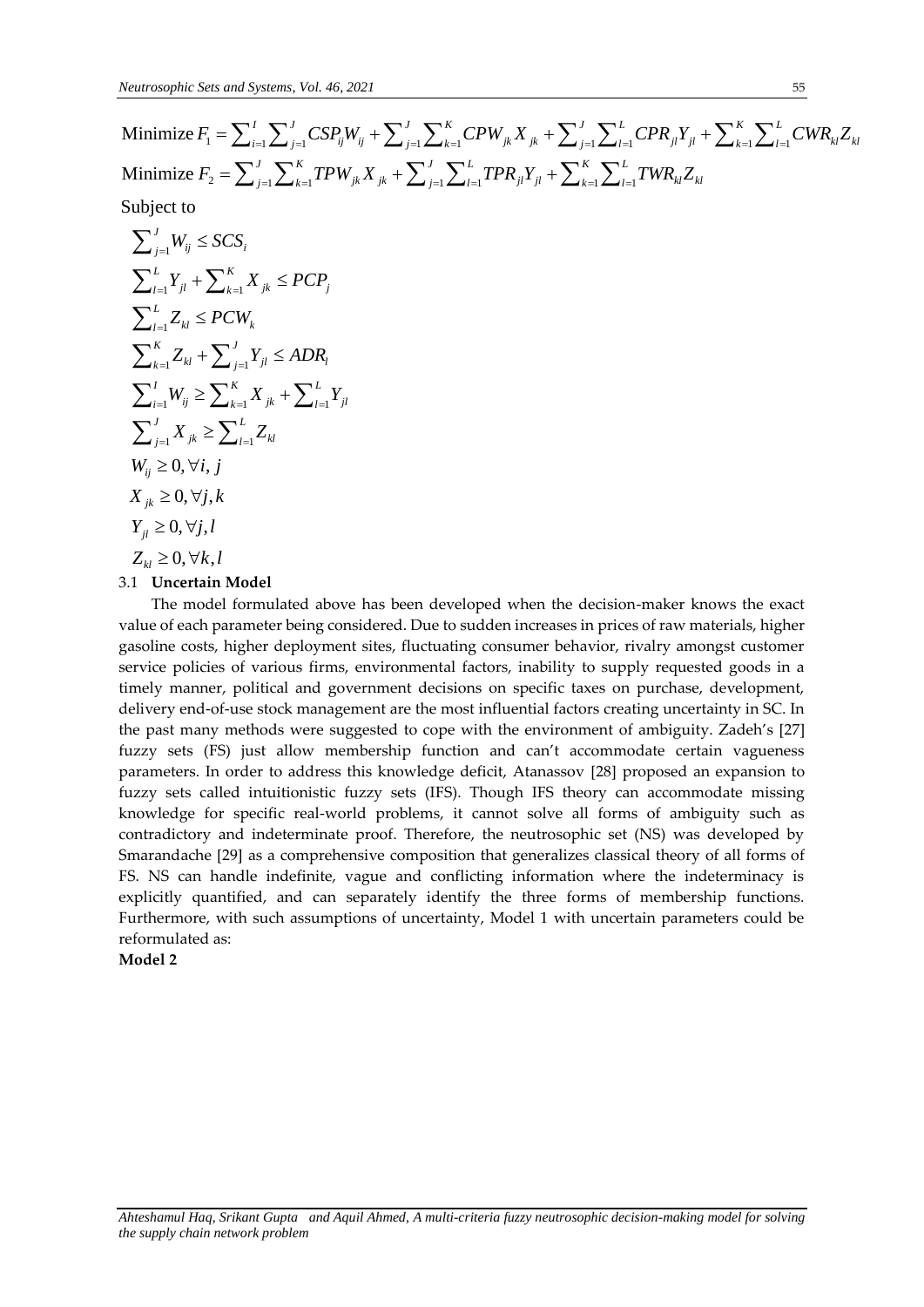$$\text{Minimize } F_1 = \sum_{i=1}^{I}\sum_{j=1}^{J} CSP_{ij}W_{ij} + \sum_{j=1}^{J}\sum_{k=1}^{K} CPW_{jk}X_{jk} + \sum_{j=1}^{J}\sum_{l=1}^{L} CPR_{jl}Y_{jl} + \sum_{k=1}^{K}\sum_{l=1}^{L} CWR_{kl}Z_{kl}$$

$$\text{Minimize } F_2 = \sum_{j=1}^{J}\sum_{k=1}^{K} TPW_{jk}X_{jk} + \sum_{j=1}^{J}\sum_{l=1}^{L} TPR_{jl}Y_{jl} + \sum_{k=1}^{K}\sum_{l=1}^{L} TWR_{kl}Z_{kl}$$

Subject to

$$\sum_{j=1}^{J} W_{ij} \leq SCS_i$$

$$\sum_{l=1}^{L} Y_{jl} + \sum_{k=1}^{K} X_{jk} \leq PCP_j$$

$$\sum_{l=1}^{L} Z_{kl} \leq PCW_k$$

$$\sum_{k=1}^{K} Z_{kl} + \sum_{j=1}^{J} Y_{jl} \leq ADR_l$$

$$\sum_{i=1}^{I} W_{ij} \geq \sum_{k=1}^{K} X_{jk} + \sum_{l=1}^{L} Y_{jl}$$

$$\sum_{j=1}^{J} X_{jk} \geq \sum_{l=1}^{L} Z_{kl}$$

$$W_{ij} \geq 0, \forall i, j$$

$$X_{jk} \geq 0, \forall j, k$$

$$Y_{jl} \geq 0, \forall j, l$$

$$Z_{kl} \geq 0, \forall k, l$$

### 3.1 Uncertain Model

The model formulated above has been developed when the decision-maker knows the exact value of each parameter being considered. Due to sudden increases in prices of raw materials, higher gasoline costs, higher deployment sites, fluctuating consumer behavior, rivalry amongst customer service policies of various firms, environmental factors, inability to supply requested goods in a timely manner, political and government decisions on specific taxes on purchase, development, delivery end-of-use stock management are the most influential factors creating uncertainty in SC. In the past many methods were suggested to cope with the environment of ambiguity. Zadeh's [27] fuzzy sets (FS) just allow membership function and can't accommodate certain vagueness parameters. In order to address this knowledge deficit, Atanassov [28] proposed an expansion to fuzzy sets called intuitionistic fuzzy sets (IFS). Though IFS theory can accommodate missing knowledge for specific real-world problems, it cannot solve all forms of ambiguity such as contradictory and indeterminate proof. Therefore, the neutrosophic set (NS) was developed by Smarandache [29] as a comprehensive composition that generalizes classical theory of all forms of FS. NS can handle indefinite, vague and conflicting information where the indeterminacy is explicitly quantified, and can separately identify the three forms of membership functions. Furthermore, with such assumptions of uncertainty, Model 1 with uncertain parameters could be reformulated as:

**Model 2**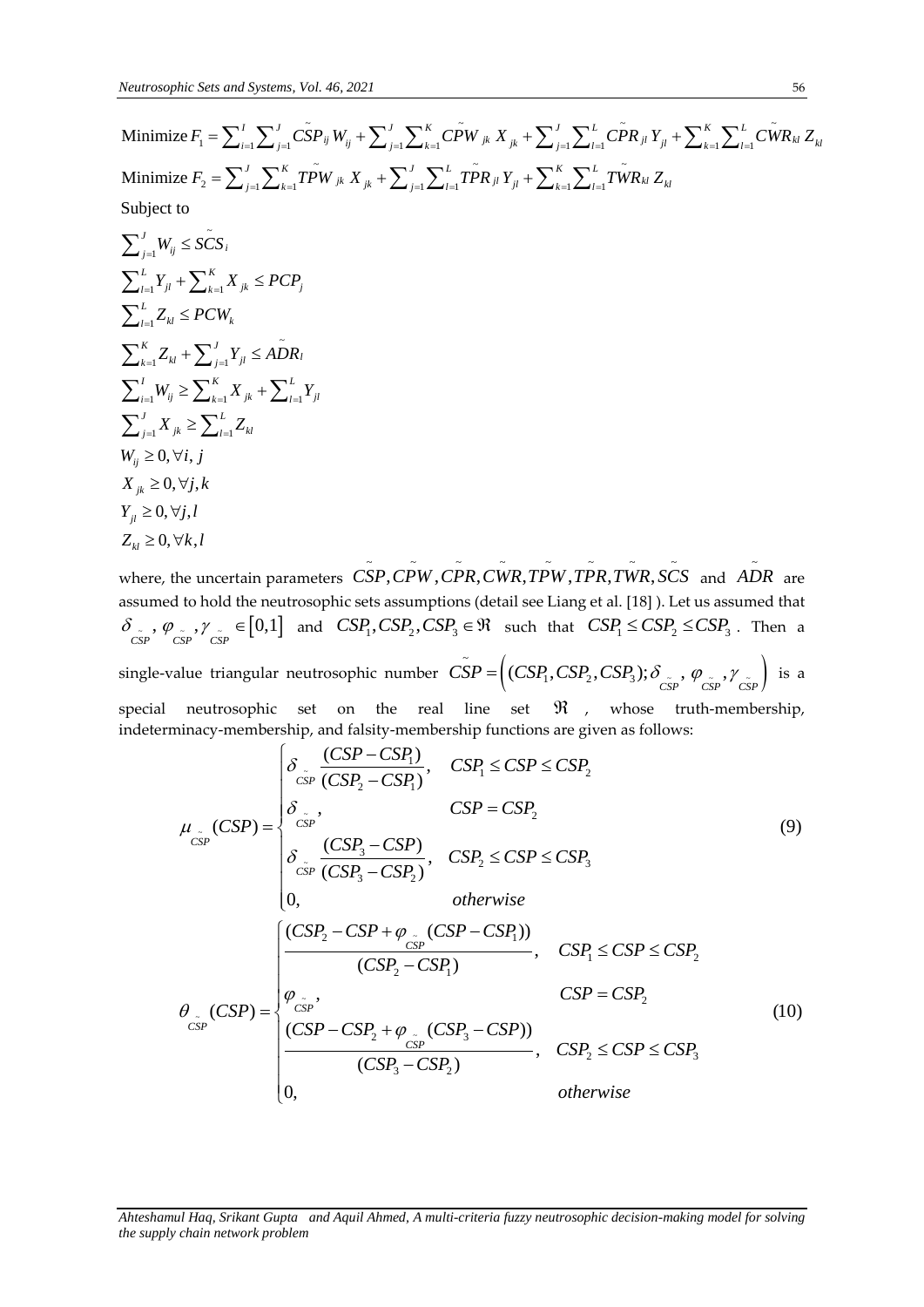$$\text{Minimize } F_1 = \sum_{i=1}^{I}\sum_{j=1}^{J}\tilde{CSP}_{ij}\,W_{ij} + \sum_{j=1}^{J}\sum_{k=1}^{K}\tilde{CPW}_{jk}\,X_{jk} + \sum_{j=1}^{J}\sum_{l=1}^{L}\tilde{CPR}_{jl}\,Y_{jl} + \sum_{k=1}^{K}\sum_{l=1}^{L}\tilde{CWR}_{kl}\,Z_{kl}$$

$$\text{Minimize } F_2 = \sum_{j=1}^{J}\sum_{k=1}^{K}\tilde{TPW}_{jk}\,X_{jk} + \sum_{j=1}^{J}\sum_{l=1}^{L}\tilde{TPR}_{jl}\,Y_{jl} + \sum_{k=1}^{K}\sum_{l=1}^{L}\tilde{TWR}_{kl}\,Z_{kl}$$

Subject to

$$\sum_{j=1}^{J} W_{ij} \le \tilde{SCS}_i$$

$$\sum_{l=1}^{L} Y_{jl} + \sum_{k=1}^{K} X_{jk} \le PCP_j$$

$$\sum_{l=1}^{L} Z_{kl} \le PCW_k$$

$$\sum_{k=1}^{K} Z_{kl} + \sum_{j=1}^{J} Y_{jl} \le \tilde{ADR}_l$$

$$\sum_{i=1}^{I} W_{ij} \ge \sum_{k=1}^{K} X_{jk} + \sum_{l=1}^{L} Y_{jl}$$

$$\sum_{j=1}^{J} X_{jk} \ge \sum_{l=1}^{L} Z_{kl}$$

$$W_{ij} \ge 0, \forall i, j$$

$$X_{jk} \ge 0, \forall j, k$$

$$Y_{jl} \ge 0, \forall j, l$$

$$Z_{kl} \ge 0, \forall k, l$$

where, the uncertain parameters $\tilde{CSP}, \tilde{CPW}, \tilde{CPR}, \tilde{CWR}, \tilde{TPW}, \tilde{TPR}, \tilde{TWR}, \tilde{SCS}$ and $\tilde{ADR}$ are assumed to hold the neutrosophic sets assumptions (detail see Liang et al. [18] ). Let us assumed that $\delta_{\tilde{CSP}}, \varphi_{\tilde{CSP}}, \gamma_{\tilde{CSP}} \in [0,1]$ and $CSP_1, CSP_2, CSP_3 \in \Re$ such that $CSP_1 \le CSP_2 \le CSP_3$. Then a single-value triangular neutrosophic number $\tilde{CSP} = \left((CSP_1, CSP_2, CSP_3); \delta_{\tilde{CSP}}, \varphi_{\tilde{CSP}}, \gamma_{\tilde{CSP}}\right)$ is a special neutrosophic set on the real line set $\Re$, whose truth-membership, indeterminacy-membership, and falsity-membership functions are given as follows:

$$\mu_{\tilde{CSP}}(CSP) = \begin{cases} \delta_{\tilde{CSP}} \dfrac{(CSP - CSP_1)}{(CSP_2 - CSP_1)}, & CSP_1 \le CSP \le CSP_2 \\ \delta_{\tilde{CSP}}, & CSP = CSP_2 \\ \delta_{\tilde{CSP}} \dfrac{(CSP_3 - CSP)}{(CSP_3 - CSP_2)}, & CSP_2 \le CSP \le CSP_3 \\ 0, & otherwise \end{cases} \tag{9}$$

$$\theta_{\tilde{CSP}}(CSP) = \begin{cases} \dfrac{(CSP_2 - CSP + \varphi_{\tilde{CSP}}(CSP - CSP_1))}{(CSP_2 - CSP_1)}, & CSP_1 \le CSP \le CSP_2 \\ \varphi_{\tilde{CSP}}, & CSP = CSP_2 \\ \dfrac{(CSP - CSP_2 + \varphi_{\tilde{CSP}}(CSP_3 - CSP))}{(CSP_3 - CSP_2)}, & CSP_2 \le CSP \le CSP_3 \\ 0, & otherwise \end{cases} \tag{10}$$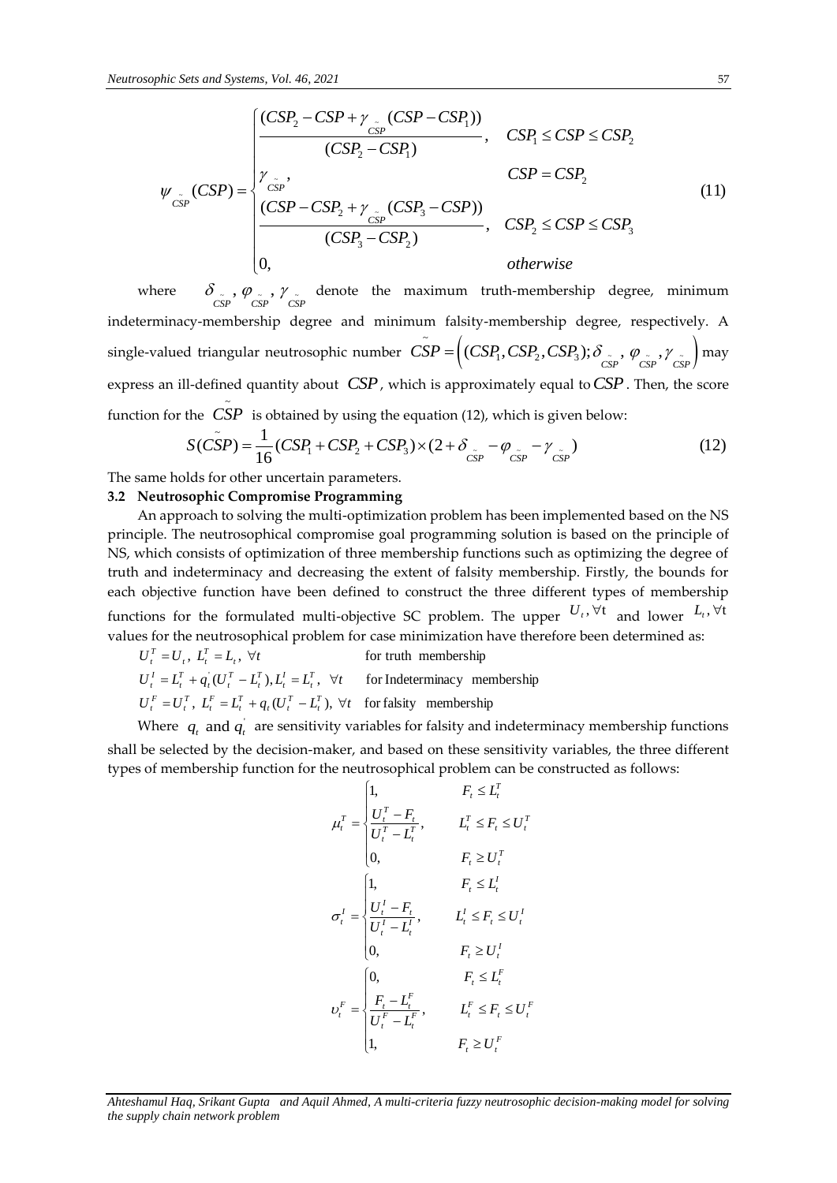$$\psi_{\tilde{CSP}}(CSP) = \begin{cases} \dfrac{(CSP_2 - CSP + \gamma_{\tilde{CSP}}(CSP - CSP_1))}{(CSP_2 - CSP_1)}, & CSP_1 \leq CSP \leq CSP_2 \\ \gamma_{\tilde{CSP}}, & CSP = CSP_2 \\ \dfrac{(CSP - CSP_2 + \gamma_{\tilde{CSP}}(CSP_3 - CSP))}{(CSP_3 - CSP_2)}, & CSP_2 \leq CSP \leq CSP_3 \\ 0, & otherwise \end{cases} \tag{11}$$

where $\delta_{\tilde{CSP}}, \varphi_{\tilde{CSP}}, \gamma_{\tilde{CSP}}$ denote the maximum truth-membership degree, minimum indeterminacy-membership degree and minimum falsity-membership degree, respectively. A single-valued triangular neutrosophic number $\tilde{CSP} = \left((CSP_1, CSP_2, CSP_3); \delta_{\tilde{CSP}}, \varphi_{\tilde{CSP}}, \gamma_{\tilde{CSP}}\right)$ may express an ill-defined quantity about $CSP$, which is approximately equal to $CSP$. Then, the score function for the $\tilde{CSP}$ is obtained by using the equation (12), which is given below:

$$S(\tilde{CSP}) = \frac{1}{16}(CSP_1 + CSP_2 + CSP_3) \times (2 + \delta_{\tilde{CSP}} - \varphi_{\tilde{CSP}} - \gamma_{\tilde{CSP}}) \tag{12}$$

The same holds for other uncertain parameters.

### 3.2 Neutrosophic Compromise Programming

An approach to solving the multi-optimization problem has been implemented based on the NS principle. The neutrosophical compromise goal programming solution is based on the principle of NS, which consists of optimization of three membership functions such as optimizing the degree of truth and indeterminacy and decreasing the extent of falsity membership. Firstly, the bounds for each objective function have been defined to construct the three different types of membership functions for the formulated multi-objective SC problem. The upper $U_t, \forall t$ and lower $L_t, \forall t$ values for the neutrosophical problem for case minimization have therefore been determined as:

$$U_t^T = U_t,\ L_t^T = L_t,\ \forall t \qquad \text{for truth membership}$$

$$U_t^I = L_t^T + q_t^{'}(U_t^T - L_t^T), L_t^I = L_t^T,\ \forall t \qquad \text{for Indeterminacy membership}$$

$$U_t^F = U_t^T,\ L_t^F = L_t^T + q_t(U_t^T - L_t^T),\ \forall t \qquad \text{for falsity membership}$$

Where $q_t$ and $q_t^{'}$ are sensitivity variables for falsity and indeterminacy membership functions shall be selected by the decision-maker, and based on these sensitivity variables, the three different types of membership function for the neutrosophical problem can be constructed as follows:

$$\mu_t^T = \begin{cases} 1, & F_t \leq L_t^T \\ \dfrac{U_t^T - F_t}{U_t^T - L_t^T}, & L_t^T \leq F_t \leq U_t^T \\ 0, & F_t \geq U_t^T \end{cases}$$

$$\sigma_t^I = \begin{cases} 1, & F_t \leq L_t^I \\ \dfrac{U_t^I - F_t}{U_t^I - L_t^I}, & L_t^I \leq F_t \leq U_t^I \\ 0, & F_t \geq U_t^I \end{cases}$$

$$\upsilon_t^F = \begin{cases} 0, & F_t \leq L_t^F \\ \dfrac{F_t - L_t^F}{U_t^F - L_t^F}, & L_t^F \leq F_t \leq U_t^F \\ 1, & F_t \geq U_t^F \end{cases}$$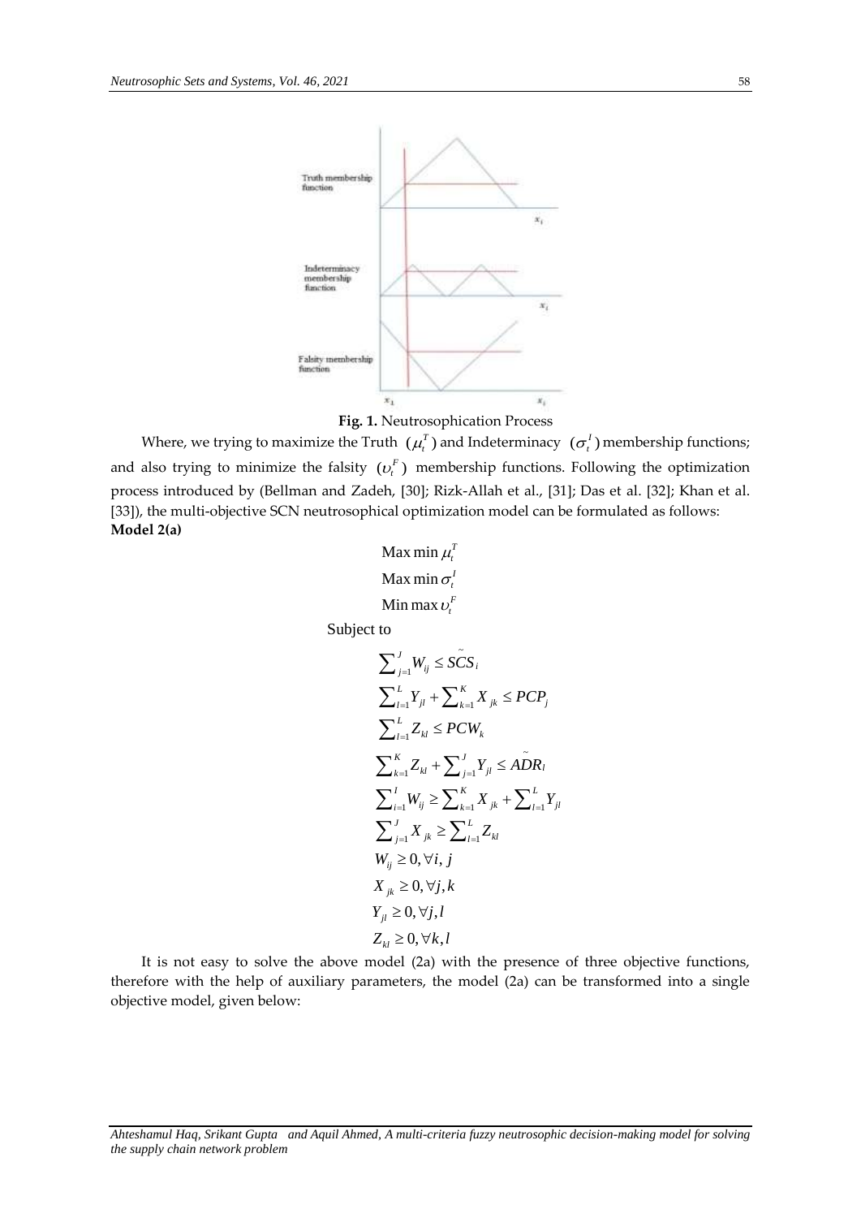**Fig. 1.** Neutrosophication Process

Where, we trying to maximize the Truth $(\mu_t^T)$ and Indeterminacy $(\sigma_t^I)$ membership functions; and also trying to minimize the falsity $(\upsilon_t^F)$ membership functions. Following the optimization process introduced by (Bellman and Zadeh, [30]; Rizk-Allah et al., [31]; Das et al. [32]; Khan et al. [33]), the multi-objective SCN neutrosophical optimization model can be formulated as follows:

**Model 2(a)**

$$\text{Max min } \mu_t^T$$
$$\text{Max min } \sigma_t^I$$
$$\text{Min max } \upsilon_t^F$$

Subject to

$$\sum_{j=1}^{J} W_{ij} \leq \tilde{SCS}_i$$
$$\sum_{l=1}^{L} Y_{jl} + \sum_{k=1}^{K} X_{jk} \leq PCP_j$$
$$\sum_{l=1}^{L} Z_{kl} \leq PCW_k$$
$$\sum_{k=1}^{K} Z_{kl} + \sum_{j=1}^{J} Y_{jl} \leq \tilde{ADR}_l$$
$$\sum_{i=1}^{I} W_{ij} \geq \sum_{k=1}^{K} X_{jk} + \sum_{l=1}^{L} Y_{jl}$$
$$\sum_{j=1}^{J} X_{jk} \geq \sum_{l=1}^{L} Z_{kl}$$
$$W_{ij} \geq 0, \forall i, j$$
$$X_{jk} \geq 0, \forall j, k$$
$$Y_{jl} \geq 0, \forall j, l$$
$$Z_{kl} \geq 0, \forall k, l$$

It is not easy to solve the above model (2a) with the presence of three objective functions, therefore with the help of auxiliary parameters, the model (2a) can be transformed into a single objective model, given below: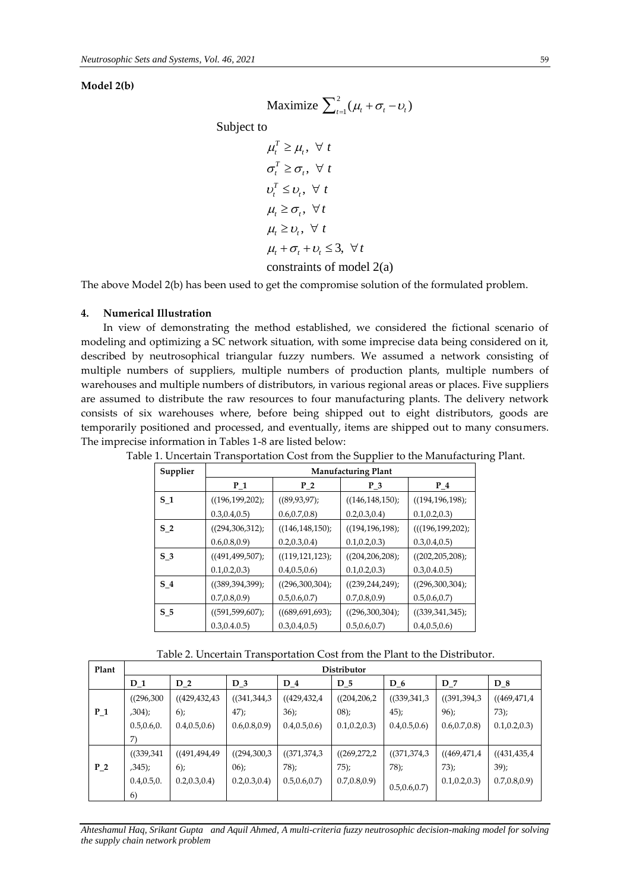**Model 2(b)**

$$\text{Maximize } \sum_{t=1}^{2}(\mu_t + \sigma_t - \upsilon_t)$$

Subject to

$$\mu_t^T \geq \mu_t, \ \forall\ t$$
$$\sigma_t^T \geq \sigma_t, \ \forall\ t$$
$$\upsilon_t^T \leq \upsilon_t, \ \forall\ t$$
$$\mu_t \geq \sigma_t, \ \forall t$$
$$\mu_t \geq \upsilon_t, \ \forall\ t$$
$$\mu_t + \sigma_t + \upsilon_t \leq 3, \ \forall t$$

constraints of model 2(a)

The above Model 2(b) has been used to get the compromise solution of the formulated problem.

## 4. Numerical Illustration

In view of demonstrating the method established, we considered the fictional scenario of modeling and optimizing a SC network situation, with some imprecise data being considered on it, described by neutrosophical triangular fuzzy numbers. We assumed a network consisting of multiple numbers of suppliers, multiple numbers of production plants, multiple numbers of warehouses and multiple numbers of distributors, in various regional areas or places. Five suppliers are assumed to distribute the raw resources to four manufacturing plants. The delivery network consists of six warehouses where, before being shipped out to eight distributors, goods are temporarily positioned and processed, and eventually, items are shipped out to many consumers. The imprecise information in Tables 1-8 are listed below:

Table 1. Uncertain Transportation Cost from the Supplier to the Manufacturing Plant.

| Supplier | Manufacturing Plant | | | |
|---|---|---|---|---|
| | P_1 | P_2 | P_3 | P_4 |
| S_1 | ((196,199,202); 0.3,0.4,0.5) | ((89,93,97); 0.6,0.7,0.8) | ((146,148,150); 0.2,0.3,0.4) | ((194,196,198); 0.1,0.2,0.3) |
| S_2 | ((294,306,312); 0.6,0.8,0.9) | ((146,148,150); 0.2,0.3,0.4) | ((194,196,198); 0.1,0.2,0.3) | (((196,199,202); 0.3,0.4,0.5) |
| S_3 | ((491,499,507); 0.1,0.2,0.3) | ((119,121,123); 0.4,0.5,0.6) | ((204,206,208); 0.1,0.2,0.3) | ((202,205,208); 0.3,0.4.0.5) |
| S_4 | ((389,394,399); 0.7,0.8,0.9) | ((296,300,304); 0.5,0.6,0.7) | ((239,244,249); 0.7,0.8,0.9) | ((296,300,304); 0.5,0.6,0.7) |
| S_5 | ((591,599,607); 0.3,0.4.0.5) | ((689,691,693); 0.3,0.4,0.5) | ((296,300,304); 0.5,0.6,0.7) | ((339,341,345); 0.4,0.5,0.6) |

Table 2. Uncertain Transportation Cost from the Plant to the Distributor.

| Plant | Distributor | | | | | | | |
|---|---|---|---|---|---|---|---|---|
| | D_1 | D_2 | D_3 | D_4 | D_5 | D_6 | D_7 | D_8 |
| P_1 | ((296,300,304); 0.5,0.6,0.7) | ((429,432,436); 0.4,0.5,0.6) | ((341,344,347); 0.6,0.8,0.9) | ((429,432,436); 0.4,0.5,0.6) | ((204,206,208); 0.1,0.2,0.3) | ((339,341,345); 0.4,0.5,0.6) | ((391,394,396); 0.6,0.7,0.8) | ((469,471,473); 0.1,0.2,0.3) |
| P_2 | ((339,341,345); 0.4,0.5,0.6) | ((491,494,496); 0.2,0.3,0.4) | ((294,300,306); 0.2,0.3,0.4) | ((371,374,378); 0.5,0.6,0.7) | ((269,272,275); 0.7,0.8,0.9) | ((371,374,378); 0.5,0.6,0.7) | ((469,471,473); 0.1,0.2,0.3) | ((431,435,439); 0.7,0.8,0.9) |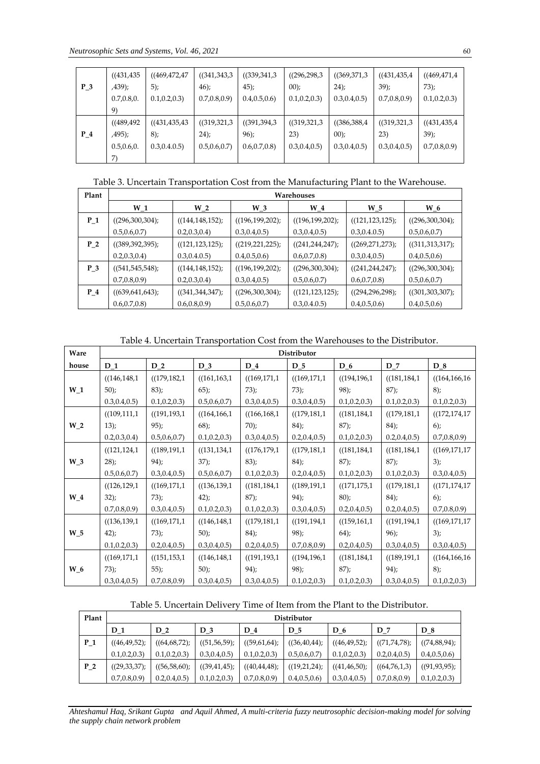| | | | | | | | | |
|---|---|---|---|---|---|---|---|---|
| P_3 | ((431,435,439); 0.7,0.8,0.9) | ((469,472,475); 0.1,0.2,0.3) | ((341,343,346); 0.7,0.8,0.9) | ((339,341,345); 0.4,0.5,0.6) | ((296,298,300); 0.1,0.2,0.3) | ((369,371,324); 0.3,0.4,0.5) | ((431,435,439); 0.7,0.8,0.9) | ((469,471,473); 0.1,0.2,0.3) |
| P_4 | ((489,492,495); 0.5,0.6,0.7) | ((431,435,438); 0.3,0.4.0.5) | ((319,321,324); 0.5,0.6,0.7) | ((391,394,396); 0.6,0.7,0.8) | ((319,321,323) 0.3,0.4,0.5) | ((386,388,400); 0.3,0.4,0.5) | ((319,321,323) 0.3,0.4,0.5) | ((431,435,439); 0.7,0.8,0.9) |

Table 3. Uncertain Transportation Cost from the Manufacturing Plant to the Warehouse.

| Plant | Warehouses | | | | | |
|---|---|---|---|---|---|---|
| | W_1 | W_2 | W_3 | W_4 | W_5 | W_6 |
| P_1 | ((296,300,304); 0.5,0.6,0.7) | ((144,148,152); 0.2,0.3,0.4) | ((196,199,202); 0.3,0.4,0.5) | ((196,199,202); 0.3,0.4,0.5) | ((121,123,125); 0.3,0.4.0.5) | ((296,300,304); 0.5,0.6,0.7) |
| P_2 | ((389,392,395); 0.2,0.3,0.4) | ((121,123,125); 0.3,0.4.0.5) | ((219,221,225); 0.4,0.5,0.6) | ((241,244,247); 0.6,0.7,0.8) | ((269,271,273); 0.3,0.4.0.5) | ((311,313,317); 0.4,0.5,0.6) |
| P_3 | ((541,545,548); 0.7,0.8,0.9) | ((144,148,152); 0.2,0.3,0.4) | ((196,199,202); 0.3,0.4,0.5) | ((296,300,304); 0.5,0.6,0.7) | ((241,244,247); 0.6,0.7,0.8) | ((296,300,304); 0.5,0.6,0.7) |
| P_4 | ((639,641,643); 0.6,0.7,0.8) | ((341,344,347); 0.6,0.8,0.9) | ((296,300,304); 0.5,0.6,0.7) | ((121,123,125); 0.3,0.4.0.5) | ((294,296,298); 0.4,0.5,0.6) | ((301,303,307); 0.4,0.5,0.6) |

Table 4. Uncertain Transportation Cost from the Warehouses to the Distributor.

| Ware house | Distributor | | | | | | | |
|---|---|---|---|---|---|---|---|---|
| | D_1 | D_2 | D_3 | D_4 | D_5 | D_6 | D_7 | D_8 |
| W_1 | ((146,148,150); 0.3,0.4,0.5) | ((179,182,183); 0.1,0.2,0.3) | ((161,163,165); 0.5,0.6,0.7) | ((169,171,173); 0.3,0.4,0.5) | ((169,171,173); 0.3,0.4,0.5) | ((194,196,198); 0.1,0.2,0.3) | ((181,184,187); 0.1,0.2,0.3) | ((164,166,168); 0.1,0.2,0.3) |
| W_2 | ((109,111,113); 0.2,0.3,0.4) | ((191,193,195); 0.5,0.6,0.7) | ((164,166,168); 0.1,0.2,0.3) | ((166,168,170); 0.3,0.4,0.5) | ((179,181,184); 0.2,0.4,0.5) | ((181,184,187); 0.1,0.2,0.3) | ((179,181,184); 0.2,0.4,0.5) | ((172,174,176); 0.7,0.8,0.9) |
| W_3 | ((121,124,128); 0.5,0.6,0.7) | ((189,191,194); 0.3,0.4,0.5) | ((131,134,137); 0.5,0.6,0.7) | ((176,179,183); 0.1,0.2,0.3) | ((179,181,184); 0.2,0.4,0.5) | ((181,184,187); 0.1,0.2,0.3) | ((181,184,187); 0.1,0.2,0.3) | ((169,171,173); 0.3,0.4,0.5) |
| W_4 | ((126,129,132); 0.7,0.8,0.9) | ((169,171,173); 0.3,0.4,0.5) | ((136,139,142); 0.1,0.2,0.3) | ((181,184,187); 0.1,0.2,0.3) | ((189,191,194); 0.3,0.4,0.5) | ((171,175,180); 0.2,0.4,0.5) | ((179,181,184); 0.2,0.4,0.5) | ((171,174,176); 0.7,0.8,0.9) |
| W_5 | ((136,139,142); 0.1,0.2,0.3) | ((169,171,173); 0.2,0.4,0.5) | ((146,148,150); 0.3,0.4,0.5) | ((179,181,184); 0.2,0.4,0.5) | ((191,194,198); 0.7,0.8,0.9) | ((159,161,164); 0.2,0.4,0.5) | ((191,194,196); 0.3,0.4,0.5) | ((169,171,173); 0.3,0.4,0.5) |
| W_6 | ((169,171,173); 0.3,0.4,0.5) | ((151,153,155); 0.7,0.8,0.9) | ((146,148,150); 0.3,0.4,0.5) | ((191,193,194); 0.3,0.4,0.5) | ((194,196,198); 0.1,0.2,0.3) | ((181,184,187); 0.1,0.2,0.3) | ((189,191,194); 0.3,0.4,0.5) | ((164,166,168); 0.1,0.2,0.3) |

Table 5. Uncertain Delivery Time of Item from the Plant to the Distributor.

| Plant | Distributor | | | | | | | |
|---|---|---|---|---|---|---|---|---|
| | D_1 | D_2 | D_3 | D_4 | D_5 | D_6 | D_7 | D_8 |
| P_1 | ((46,49,52); 0.1,0.2,0.3) | ((64,68,72); 0.1,0.2,0.3) | ((51,56,59); 0.3,0.4,0.5) | ((59,61,64); 0.1,0.2,0.3) | ((36,40,44); 0.5,0.6,0.7) | ((46,49,52); 0.1,0.2,0.3) | ((71,74,78); 0.2,0.4,0.5) | ((74,88,94); 0.4,0.5,0.6) |
| P_2 | ((29,33,37); 0.7,0.8,0.9) | ((56,58,60); 0.2,0.4,0.5) | ((39,41,45); 0.1,0.2,0.3) | ((40,44,48); 0.7,0.8,0.9) | ((19,21,24); 0.4,0.5,0.6) | ((41,46,50); 0.3,0.4,0.5) | ((64,76,1,3); 0.7,0.8,0.9) | ((91,93,95); 0.1,0.2,0.3) |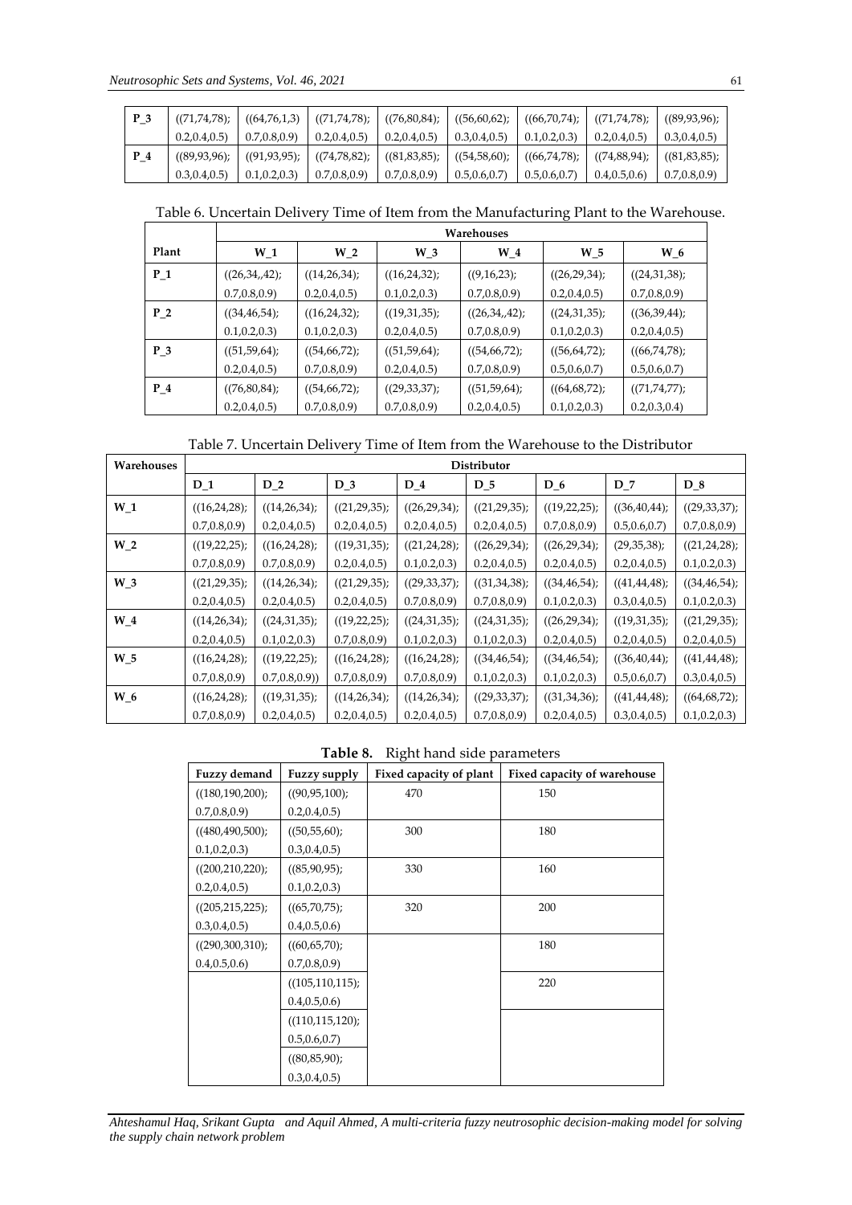| P_3 | ((71,74,78); 0.2,0.4,0.5) | ((64,76,1,3) 0.7,0.8,0.9) | ((71,74,78); 0.2,0.4,0.5) | ((76,80,84); 0.2,0.4,0.5) | ((56,60,62); 0.3,0.4,0.5) | ((66,70,74); 0.1,0.2,0.3) | ((71,74,78); 0.2,0.4,0.5) | ((89,93,96); 0.3,0.4,0.5) |
|---|---|---|---|---|---|---|---|---|
| P_4 | ((89,93,96); 0.3,0.4,0.5) | ((91,93,95); 0.1,0.2,0.3) | ((74,78,82); 0.7,0.8,0.9) | ((81,83,85); 0.7,0.8,0.9) | ((54,58,60); 0.5,0.6,0.7) | ((66,74,78); 0.5,0.6,0.7) | ((74,88,94); 0.4,0.5,0.6) | ((81,83,85); 0.7,0.8,0.9) |

Table 6. Uncertain Delivery Time of Item from the Manufacturing Plant to the Warehouse.

| Plant | Warehouses | | | | | |
|---|---|---|---|---|---|---|
| | W_1 | W_2 | W_3 | W_4 | W_5 | W_6 |
| P_1 | ((26,34,,42); 0.7,0.8,0.9) | ((14,26,34); 0.2,0.4,0.5) | ((16,24,32); 0.1,0.2,0.3) | ((9,16,23); 0.7,0.8,0.9) | ((26,29,34); 0.2,0.4,0.5) | ((24,31,38); 0.7,0.8,0.9) |
| P_2 | ((34,46,54); 0.1,0.2,0.3) | ((16,24,32); 0.1,0.2,0.3) | ((19,31,35); 0.2,0.4,0.5) | ((26,34,,42); 0.7,0.8,0.9) | ((24,31,35); 0.1,0.2,0.3) | ((36,39,44); 0.2,0.4,0.5) |
| P_3 | ((51,59,64); 0.2,0.4,0.5) | ((54,66,72); 0.7,0.8,0.9) | ((51,59,64); 0.2,0.4,0.5) | ((54,66,72); 0.7,0.8,0.9) | ((56,64,72); 0.5,0.6,0.7) | ((66,74,78); 0.5,0.6,0.7) |
| P_4 | ((76,80,84); 0.2,0.4,0.5) | ((54,66,72); 0.7,0.8,0.9) | ((29,33,37); 0.7,0.8,0.9) | ((51,59,64); 0.2,0.4,0.5) | ((64,68,72); 0.1,0.2,0.3) | ((71,74,77); 0.2,0.3,0.4) |

Table 7. Uncertain Delivery Time of Item from the Warehouse to the Distributor

| Warehouses | Distributor | | | | | | | |
|---|---|---|---|---|---|---|---|---|
| | D_1 | D_2 | D_3 | D_4 | D_5 | D_6 | D_7 | D_8 |
| W_1 | ((16,24,28); 0.7,0.8,0.9) | ((14,26,34); 0.2,0.4,0.5) | ((21,29,35); 0.2,0.4,0.5) | ((26,29,34); 0.2,0.4,0.5) | ((21,29,35); 0.2,0.4,0.5) | ((19,22,25); 0.7,0.8,0.9) | ((36,40,44); 0.5,0.6,0.7) | ((29,33,37); 0.7,0.8,0.9) |
| W_2 | ((19,22,25); 0.7,0.8,0.9) | ((16,24,28); 0.7,0.8,0.9) | ((19,31,35); 0.2,0.4,0.5) | ((21,24,28); 0.1,0.2,0.3) | ((26,29,34); 0.2,0.4,0.5) | ((26,29,34); 0.2,0.4,0.5) | (29,35,38); 0.2,0.4,0.5) | ((21,24,28); 0.1,0.2,0.3) |
| W_3 | ((21,29,35); 0.2,0.4,0.5) | ((14,26,34); 0.2,0.4,0.5) | ((21,29,35); 0.2,0.4,0.5) | ((29,33,37); 0.7,0.8,0.9) | ((31,34,38); 0.7,0.8,0.9) | ((34,46,54); 0.1,0.2,0.3) | ((41,44,48); 0.3,0.4,0.5) | ((34,46,54); 0.1,0.2,0.3) |
| W_4 | ((14,26,34); 0.2,0.4,0.5) | ((24,31,35); 0.1,0.2,0.3) | ((19,22,25); 0.7,0.8,0.9) | ((24,31,35); 0.1,0.2,0.3) | ((24,31,35); 0.1,0.2,0.3) | ((26,29,34); 0.2,0.4,0.5) | ((19,31,35); 0.2,0.4,0.5) | ((21,29,35); 0.2,0.4,0.5) |
| W_5 | ((16,24,28); 0.7,0.8,0.9) | ((19,22,25); 0.7,0.8,0.9)) | ((16,24,28); 0.7,0.8,0.9) | ((16,24,28); 0.7,0.8,0.9) | ((34,46,54); 0.1,0.2,0.3) | ((34,46,54); 0.1,0.2,0.3) | ((36,40,44); 0.5,0.6,0.7) | ((41,44,48); 0.3,0.4,0.5) |
| W_6 | ((16,24,28); 0.7,0.8,0.9) | ((19,31,35); 0.2,0.4,0.5) | ((14,26,34); 0.2,0.4,0.5) | ((14,26,34); 0.2,0.4,0.5) | ((29,33,37); 0.7,0.8,0.9) | ((31,34,36); 0.2,0.4,0.5) | ((41,44,48); 0.3,0.4,0.5) | ((64,68,72); 0.1,0.2,0.3) |

**Table 8.** Right hand side parameters

| Fuzzy demand | Fuzzy supply | Fixed capacity of plant | Fixed capacity of warehouse |
|---|---|---|---|
| ((180,190,200); 0.7,0.8,0.9) | ((90,95,100); 0.2,0.4,0.5) | 470 | 150 |
| ((480,490,500); 0.1,0.2,0.3) | ((50,55,60); 0.3,0.4,0.5) | 300 | 180 |
| ((200,210,220); 0.2,0.4,0.5) | ((85,90,95); 0.1,0.2,0.3) | 330 | 160 |
| ((205,215,225); 0.3,0.4,0.5) | ((65,70,75); 0.4,0.5,0.6) | 320 | 200 |
| ((290,300,310); 0.4,0.5,0.6) | ((60,65,70); 0.7,0.8,0.9) | | 180 |
| | ((105,110,115); 0.4,0.5,0.6) | | 220 |
| | ((110,115,120); 0.5,0.6,0.7) | | |
| | ((80,85,90); 0.3,0.4,0.5) | | |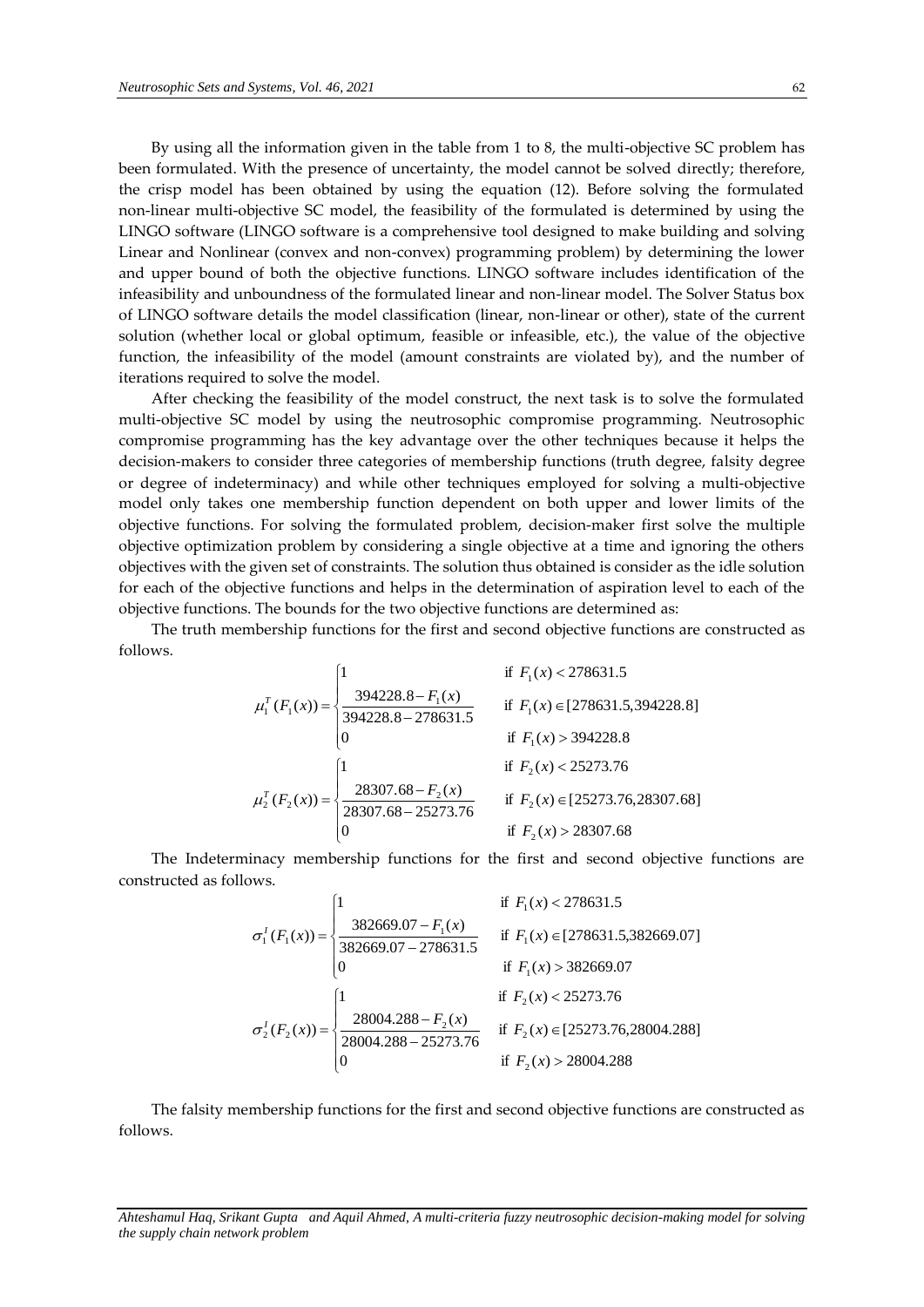By using all the information given in the table from 1 to 8, the multi-objective SC problem has been formulated. With the presence of uncertainty, the model cannot be solved directly; therefore, the crisp model has been obtained by using the equation (12). Before solving the formulated non-linear multi-objective SC model, the feasibility of the formulated is determined by using the LINGO software (LINGO software is a comprehensive tool designed to make building and solving Linear and Nonlinear (convex and non-convex) programming problem) by determining the lower and upper bound of both the objective functions. LINGO software includes identification of the infeasibility and unboundness of the formulated linear and non-linear model. The Solver Status box of LINGO software details the model classification (linear, non-linear or other), state of the current solution (whether local or global optimum, feasible or infeasible, etc.), the value of the objective function, the infeasibility of the model (amount constraints are violated by), and the number of iterations required to solve the model.

After checking the feasibility of the model construct, the next task is to solve the formulated multi-objective SC model by using the neutrosophic compromise programming. Neutrosophic compromise programming has the key advantage over the other techniques because it helps the decision-makers to consider three categories of membership functions (truth degree, falsity degree or degree of indeterminacy) and while other techniques employed for solving a multi-objective model only takes one membership function dependent on both upper and lower limits of the objective functions. For solving the formulated problem, decision-maker first solve the multiple objective optimization problem by considering a single objective at a time and ignoring the others objectives with the given set of constraints. The solution thus obtained is consider as the idle solution for each of the objective functions and helps in the determination of aspiration level to each of the objective functions. The bounds for the two objective functions are determined as:

The truth membership functions for the first and second objective functions are constructed as follows.

$$\mu_1^T(F_1(x)) = \begin{cases} 1 & \text{if } F_1(x) < 278631.5 \\ \dfrac{394228.8 - F_1(x)}{394228.8 - 278631.5} & \text{if } F_1(x) \in [278631.5, 394228.8] \\ 0 & \text{if } F_1(x) > 394228.8 \end{cases}$$

$$\mu_2^T(F_2(x)) = \begin{cases} 1 & \text{if } F_2(x) < 25273.76 \\ \dfrac{28307.68 - F_2(x)}{28307.68 - 25273.76} & \text{if } F_2(x) \in [25273.76, 28307.68] \\ 0 & \text{if } F_2(x) > 28307.68 \end{cases}$$

The Indeterminacy membership functions for the first and second objective functions are constructed as follows.

$$\sigma_1^I(F_1(x)) = \begin{cases} 1 & \text{if } F_1(x) < 278631.5 \\ \dfrac{382669.07 - F_1(x)}{382669.07 - 278631.5} & \text{if } F_1(x) \in [278631.5, 382669.07] \\ 0 & \text{if } F_1(x) > 382669.07 \end{cases}$$

$$\sigma_2^I(F_2(x)) = \begin{cases} 1 & \text{if } F_2(x) < 25273.76 \\ \dfrac{28004.288 - F_2(x)}{28004.288 - 25273.76} & \text{if } F_2(x) \in [25273.76, 28004.288] \\ 0 & \text{if } F_2(x) > 28004.288 \end{cases}$$

The falsity membership functions for the first and second objective functions are constructed as follows.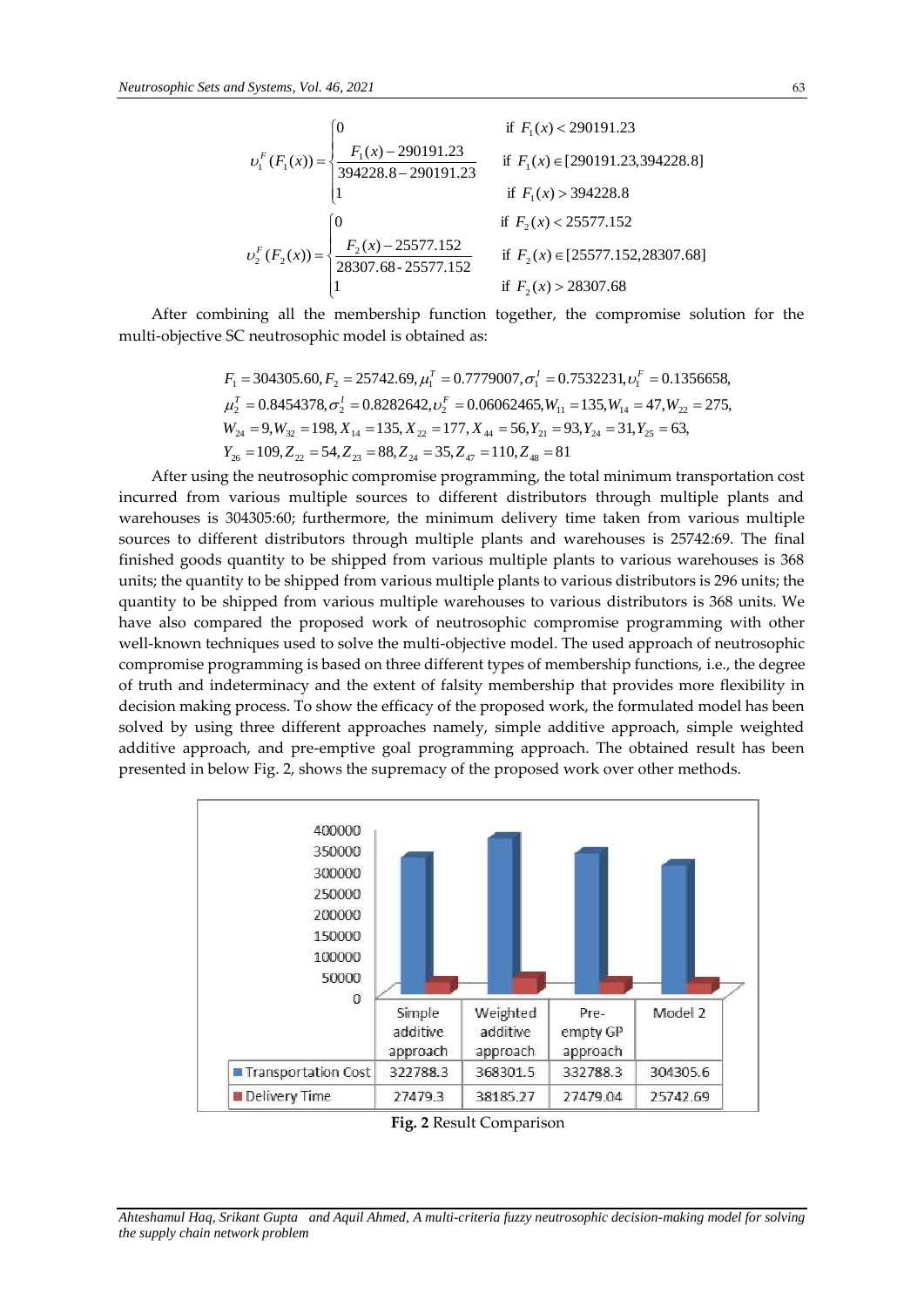$$
\upsilon_1^F(F_1(x)) = \begin{cases} 0 & \text{if } F_1(x) < 290191.23 \\ \dfrac{F_1(x) - 290191.23}{394228.8 - 290191.23} & \text{if } F_1(x) \in [290191.23, 394228.8] \\ 1 & \text{if } F_1(x) > 394228.8 \end{cases}
$$

$$
\upsilon_2^F(F_2(x)) = \begin{cases} 0 & \text{if } F_2(x) < 25577.152 \\ \dfrac{F_2(x) - 25577.152}{28307.68 - 25577.152} & \text{if } F_2(x) \in [25577.152, 28307.68] \\ 1 & \text{if } F_2(x) > 28307.68 \end{cases}
$$

After combining all the membership function together, the compromise solution for the multi-objective SC neutrosophic model is obtained as:

$$
\begin{aligned}
&F_1 = 304305.60, F_2 = 25742.69, \mu_1^T = 0.7779007, \sigma_1^I = 0.7532231, \upsilon_1^F = 0.1356658, \\
&\mu_2^T = 0.8454378, \sigma_2^I = 0.8282642, \upsilon_2^F = 0.06062465, W_{11} = 135, W_{14} = 47, W_{22} = 275, \\
&W_{24} = 9, W_{32} = 198, X_{14} = 135, X_{22} = 177, X_{44} = 56, Y_{21} = 93, Y_{24} = 31, Y_{25} = 63, \\
&Y_{26} = 109, Z_{22} = 54, Z_{23} = 88, Z_{24} = 35, Z_{47} = 110, Z_{48} = 81
\end{aligned}
$$

After using the neutrosophic compromise programming, the total minimum transportation cost incurred from various multiple sources to different distributors through multiple plants and warehouses is 304305:60; furthermore, the minimum delivery time taken from various multiple sources to different distributors through multiple plants and warehouses is 25742:69. The final finished goods quantity to be shipped from various multiple plants to various warehouses is 368 units; the quantity to be shipped from various multiple plants to various distributors is 296 units; the quantity to be shipped from various multiple warehouses to various distributors is 368 units. We have also compared the proposed work of neutrosophic compromise programming with other well-known techniques used to solve the multi-objective model. The used approach of neutrosophic compromise programming is based on three different types of membership functions, i.e., the degree of truth and indeterminacy and the extent of falsity membership that provides more flexibility in decision making process. To show the efficacy of the proposed work, the formulated model has been solved by using three different approaches namely, simple additive approach, simple weighted additive approach, and pre-emptive goal programming approach. The obtained result has been presented in below Fig. 2, shows the supremacy of the proposed work over other methods.

| | Simple additive approach | Weighted additive approach | Pre-empty GP approach | Model 2 |
|---|---|---|---|---|
| Transportation Cost | 322788.3 | 368301.5 | 332788.3 | 304305.6 |
| Delivery Time | 27479.3 | 38185.27 | 27479.04 | 25742.69 |

**Fig. 2** Result Comparison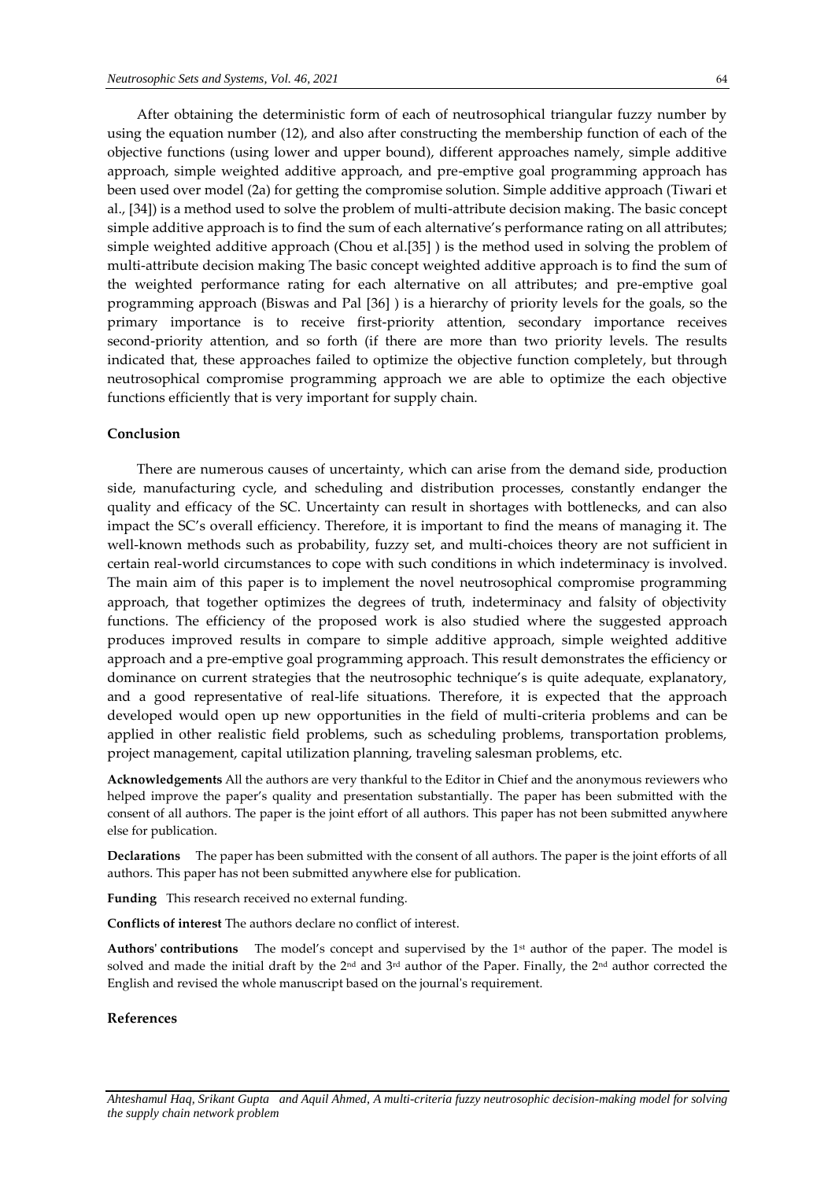After obtaining the deterministic form of each of neutrosophical triangular fuzzy number by using the equation number (12), and also after constructing the membership function of each of the objective functions (using lower and upper bound), different approaches namely, simple additive approach, simple weighted additive approach, and pre-emptive goal programming approach has been used over model (2a) for getting the compromise solution. Simple additive approach (Tiwari et al., [34]) is a method used to solve the problem of multi-attribute decision making. The basic concept simple additive approach is to find the sum of each alternative's performance rating on all attributes; simple weighted additive approach (Chou et al.[35] ) is the method used in solving the problem of multi-attribute decision making The basic concept weighted additive approach is to find the sum of the weighted performance rating for each alternative on all attributes; and pre-emptive goal programming approach (Biswas and Pal [36] ) is a hierarchy of priority levels for the goals, so the primary importance is to receive first-priority attention, secondary importance receives second-priority attention, and so forth (if there are more than two priority levels. The results indicated that, these approaches failed to optimize the objective function completely, but through neutrosophical compromise programming approach we are able to optimize the each objective functions efficiently that is very important for supply chain.

## Conclusion

There are numerous causes of uncertainty, which can arise from the demand side, production side, manufacturing cycle, and scheduling and distribution processes, constantly endanger the quality and efficacy of the SC. Uncertainty can result in shortages with bottlenecks, and can also impact the SC's overall efficiency. Therefore, it is important to find the means of managing it. The well-known methods such as probability, fuzzy set, and multi-choices theory are not sufficient in certain real-world circumstances to cope with such conditions in which indeterminacy is involved. The main aim of this paper is to implement the novel neutrosophical compromise programming approach, that together optimizes the degrees of truth, indeterminacy and falsity of objectivity functions. The efficiency of the proposed work is also studied where the suggested approach produces improved results in compare to simple additive approach, simple weighted additive approach and a pre-emptive goal programming approach. This result demonstrates the efficiency or dominance on current strategies that the neutrosophic technique's is quite adequate, explanatory, and a good representative of real-life situations. Therefore, it is expected that the approach developed would open up new opportunities in the field of multi-criteria problems and can be applied in other realistic field problems, such as scheduling problems, transportation problems, project management, capital utilization planning, traveling salesman problems, etc.

**Acknowledgements** All the authors are very thankful to the Editor in Chief and the anonymous reviewers who helped improve the paper's quality and presentation substantially. The paper has been submitted with the consent of all authors. The paper is the joint effort of all authors. This paper has not been submitted anywhere else for publication.

**Declarations** The paper has been submitted with the consent of all authors. The paper is the joint efforts of all authors. This paper has not been submitted anywhere else for publication.

**Funding** This research received no external funding.

**Conflicts of interest** The authors declare no conflict of interest.

**Authors' contributions** The model's concept and supervised by the 1st author of the paper. The model is solved and made the initial draft by the 2nd and 3rd author of the Paper. Finally, the 2nd author corrected the English and revised the whole manuscript based on the journal's requirement.

## References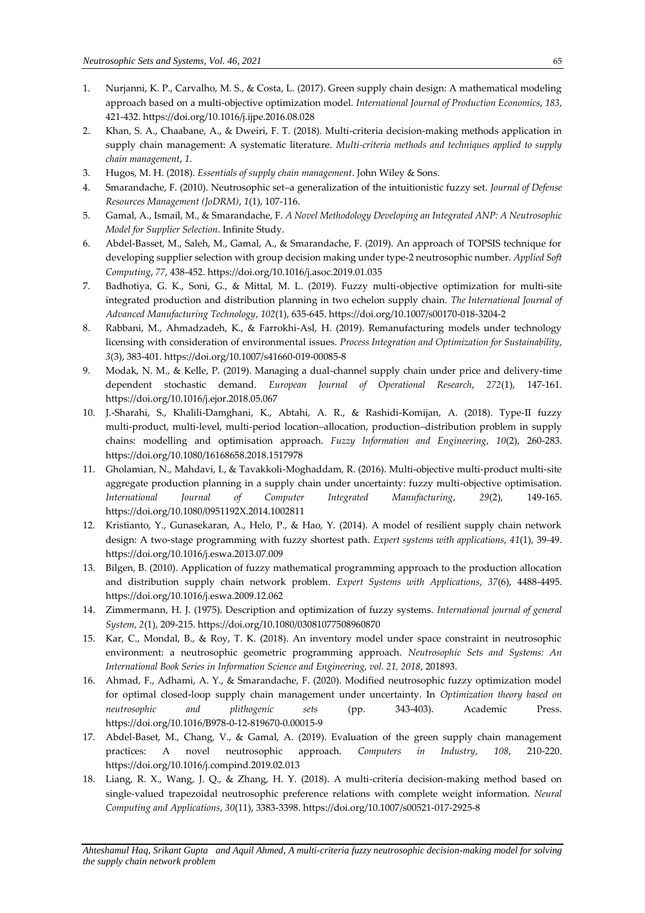1. Nurjanni, K. P., Carvalho, M. S., & Costa, L. (2017). Green supply chain design: A mathematical modeling approach based on a multi-objective optimization model. *International Journal of Production Economics*, *183*, 421-432. https://doi.org/10.1016/j.ijpe.2016.08.028
2. Khan, S. A., Chaabane, A., & Dweiri, F. T. (2018). Multi-criteria decision-making methods application in supply chain management: A systematic literature. *Multi-criteria methods and techniques applied to supply chain management*, *1*.
3. Hugos, M. H. (2018). *Essentials of supply chain management*. John Wiley & Sons.
4. Smarandache, F. (2010). Neutrosophic set–a generalization of the intuitionistic fuzzy set. *Journal of Defense Resources Management (JoDRM)*, *1*(1), 107-116.
5. Gamal, A., Ismail, M., & Smarandache, F. *A Novel Methodology Developing an Integrated ANP: A Neutrosophic Model for Supplier Selection*. Infinite Study.
6. Abdel-Basset, M., Saleh, M., Gamal, A., & Smarandache, F. (2019). An approach of TOPSIS technique for developing supplier selection with group decision making under type-2 neutrosophic number. *Applied Soft Computing*, *77*, 438-452. https://doi.org/10.1016/j.asoc.2019.01.035
7. Badhotiya, G. K., Soni, G., & Mittal, M. L. (2019). Fuzzy multi-objective optimization for multi-site integrated production and distribution planning in two echelon supply chain. *The International Journal of Advanced Manufacturing Technology*, *102*(1), 635-645. https://doi.org/10.1007/s00170-018-3204-2
8. Rabbani, M., Ahmadzadeh, K., & Farrokhi-Asl, H. (2019). Remanufacturing models under technology licensing with consideration of environmental issues. *Process Integration and Optimization for Sustainability*, *3*(3), 383-401. https://doi.org/10.1007/s41660-019-00085-8
9. Modak, N. M., & Kelle, P. (2019). Managing a dual-channel supply chain under price and delivery-time dependent stochastic demand. *European Journal of Operational Research*, *272*(1), 147-161. https://doi.org/10.1016/j.ejor.2018.05.067
10. J.-Sharahi, S., Khalili-Damghani, K., Abtahi, A. R., & Rashidi-Komijan, A. (2018). Type-II fuzzy multi-product, multi-level, multi-period location–allocation, production–distribution problem in supply chains: modelling and optimisation approach. *Fuzzy Information and Engineering*, *10*(2), 260-283. https://doi.org/10.1080/16168658.2018.1517978
11. Gholamian, N., Mahdavi, I., & Tavakkoli-Moghaddam, R. (2016). Multi-objective multi-product multi-site aggregate production planning in a supply chain under uncertainty: fuzzy multi-objective optimisation. *International Journal of Computer Integrated Manufacturing*, *29*(2), 149-165. https://doi.org/10.1080/0951192X.2014.1002811
12. Kristianto, Y., Gunasekaran, A., Helo, P., & Hao, Y. (2014). A model of resilient supply chain network design: A two-stage programming with fuzzy shortest path. *Expert systems with applications*, *41*(1), 39-49. https://doi.org/10.1016/j.eswa.2013.07.009
13. Bilgen, B. (2010). Application of fuzzy mathematical programming approach to the production allocation and distribution supply chain network problem. *Expert Systems with Applications*, *37*(6), 4488-4495. https://doi.org/10.1016/j.eswa.2009.12.062
14. Zimmermann, H. J. (1975). Description and optimization of fuzzy systems. *International journal of general System*, *2*(1), 209-215. https://doi.org/10.1080/03081077508960870
15. Kar, C., Mondal, B., & Roy, T. K. (2018). An inventory model under space constraint in neutrosophic environment: a neutrosophic geometric programming approach. *Neutrosophic Sets and Systems: An International Book Series in Information Science and Engineering, vol. 21, 2018*, 201893.
16. Ahmad, F., Adhami, A. Y., & Smarandache, F. (2020). Modified neutrosophic fuzzy optimization model for optimal closed-loop supply chain management under uncertainty. In *Optimization theory based on neutrosophic and plithogenic sets* (pp. 343-403). Academic Press. https://doi.org/10.1016/B978-0-12-819670-0.00015-9
17. Abdel-Baset, M., Chang, V., & Gamal, A. (2019). Evaluation of the green supply chain management practices: A novel neutrosophic approach. *Computers in Industry*, *108*, 210-220. https://doi.org/10.1016/j.compind.2019.02.013
18. Liang, R. X., Wang, J. Q., & Zhang, H. Y. (2018). A multi-criteria decision-making method based on single-valued trapezoidal neutrosophic preference relations with complete weight information. *Neural Computing and Applications*, *30*(11), 3383-3398. https://doi.org/10.1007/s00521-017-2925-8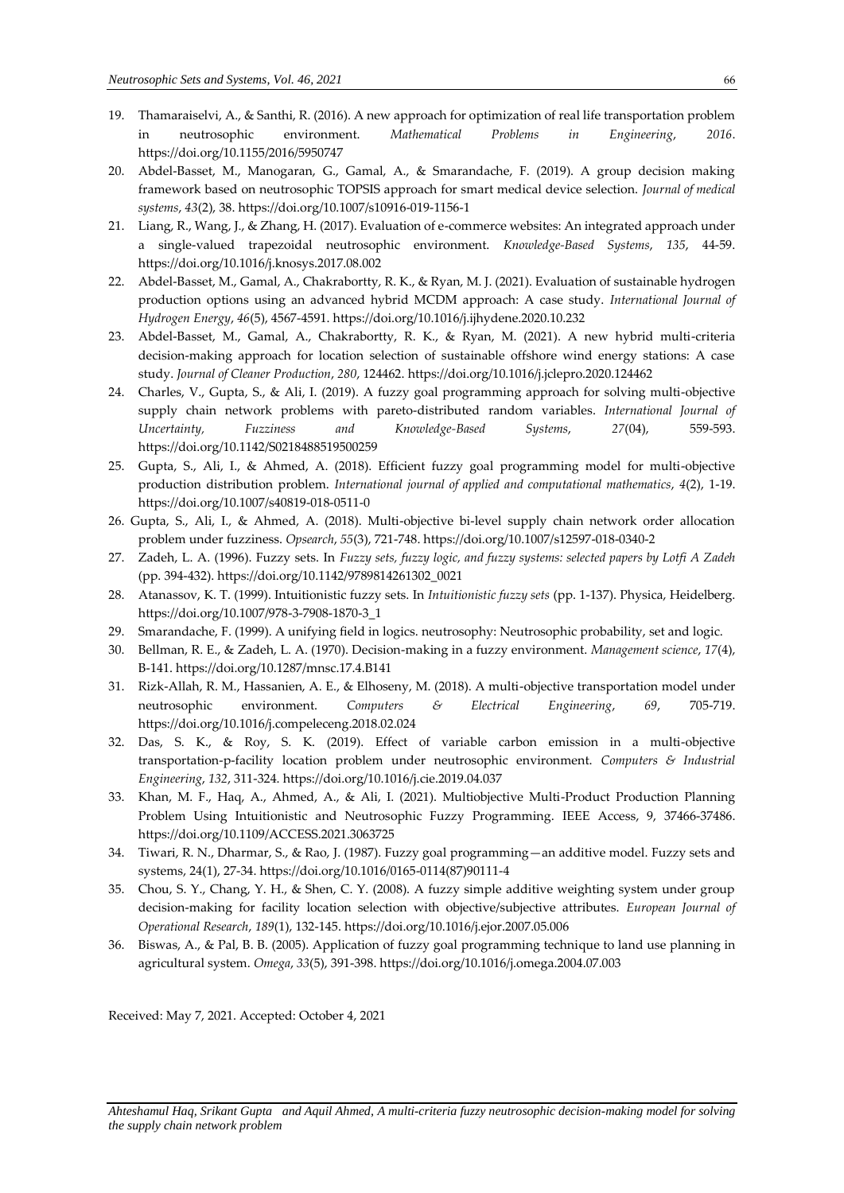19. Thamaraiselvi, A., & Santhi, R. (2016). A new approach for optimization of real life transportation problem in neutrosophic environment. *Mathematical Problems in Engineering, 2016*. https://doi.org/10.1155/2016/5950747
20. Abdel-Basset, M., Manogaran, G., Gamal, A., & Smarandache, F. (2019). A group decision making framework based on neutrosophic TOPSIS approach for smart medical device selection. *Journal of medical systems*, *43*(2), 38. https://doi.org/10.1007/s10916-019-1156-1
21. Liang, R., Wang, J., & Zhang, H. (2017). Evaluation of e-commerce websites: An integrated approach under a single-valued trapezoidal neutrosophic environment. *Knowledge-Based Systems*, *135*, 44-59. https://doi.org/10.1016/j.knosys.2017.08.002
22. Abdel-Basset, M., Gamal, A., Chakrabortty, R. K., & Ryan, M. J. (2021). Evaluation of sustainable hydrogen production options using an advanced hybrid MCDM approach: A case study. *International Journal of Hydrogen Energy*, *46*(5), 4567-4591. https://doi.org/10.1016/j.ijhydene.2020.10.232
23. Abdel-Basset, M., Gamal, A., Chakrabortty, R. K., & Ryan, M. (2021). A new hybrid multi-criteria decision-making approach for location selection of sustainable offshore wind energy stations: A case study. *Journal of Cleaner Production*, *280*, 124462. https://doi.org/10.1016/j.jclepro.2020.124462
24. Charles, V., Gupta, S., & Ali, I. (2019). A fuzzy goal programming approach for solving multi-objective supply chain network problems with pareto-distributed random variables. *International Journal of Uncertainty, Fuzziness and Knowledge-Based Systems*, *27*(04), 559-593. https://doi.org/10.1142/S0218488519500259
25. Gupta, S., Ali, I., & Ahmed, A. (2018). Efficient fuzzy goal programming model for multi-objective production distribution problem. *International journal of applied and computational mathematics*, *4*(2), 1-19. https://doi.org/10.1007/s40819-018-0511-0
26. Gupta, S., Ali, I., & Ahmed, A. (2018). Multi-objective bi-level supply chain network order allocation problem under fuzziness. *Opsearch*, *55*(3), 721-748. https://doi.org/10.1007/s12597-018-0340-2
27. Zadeh, L. A. (1996). Fuzzy sets. In *Fuzzy sets, fuzzy logic, and fuzzy systems: selected papers by Lotfi A Zadeh* (pp. 394-432). https://doi.org/10.1142/9789814261302_0021
28. Atanassov, K. T. (1999). Intuitionistic fuzzy sets. In *Intuitionistic fuzzy sets* (pp. 1-137). Physica, Heidelberg. https://doi.org/10.1007/978-3-7908-1870-3_1
29. Smarandache, F. (1999). A unifying field in logics. neutrosophy: Neutrosophic probability, set and logic.
30. Bellman, R. E., & Zadeh, L. A. (1970). Decision-making in a fuzzy environment. *Management science*, *17*(4), B-141. https://doi.org/10.1287/mnsc.17.4.B141
31. Rizk-Allah, R. M., Hassanien, A. E., & Elhoseny, M. (2018). A multi-objective transportation model under neutrosophic environment. *Computers & Electrical Engineering*, *69*, 705-719. https://doi.org/10.1016/j.compeleceng.2018.02.024
32. Das, S. K., & Roy, S. K. (2019). Effect of variable carbon emission in a multi-objective transportation-p-facility location problem under neutrosophic environment. *Computers & Industrial Engineering*, *132*, 311-324. https://doi.org/10.1016/j.cie.2019.04.037
33. Khan, M. F., Haq, A., Ahmed, A., & Ali, I. (2021). Multiobjective Multi-Product Production Planning Problem Using Intuitionistic and Neutrosophic Fuzzy Programming. IEEE Access, 9, 37466-37486. https://doi.org/10.1109/ACCESS.2021.3063725
34. Tiwari, R. N., Dharmar, S., & Rao, J. (1987). Fuzzy goal programming—an additive model. Fuzzy sets and systems, 24(1), 27-34. https://doi.org/10.1016/0165-0114(87)90111-4
35. Chou, S. Y., Chang, Y. H., & Shen, C. Y. (2008). A fuzzy simple additive weighting system under group decision-making for facility location selection with objective/subjective attributes. *European Journal of Operational Research*, *189*(1), 132-145. https://doi.org/10.1016/j.ejor.2007.05.006
36. Biswas, A., & Pal, B. B. (2005). Application of fuzzy goal programming technique to land use planning in agricultural system. *Omega*, *33*(5), 391-398. https://doi.org/10.1016/j.omega.2004.07.003

Received: May 7, 2021. Accepted: October 4, 2021